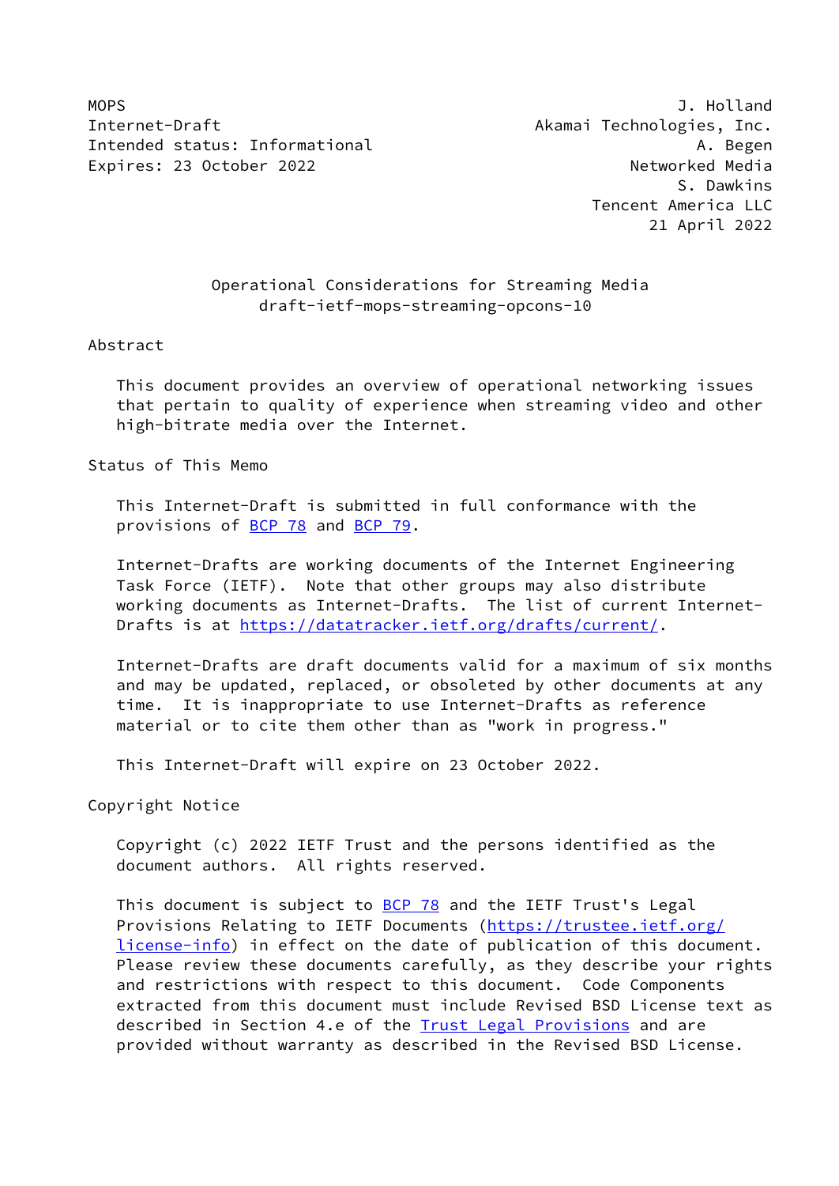MOPS J. Holland
Internet-Draft Akamai Technologies, Inc.
Intended status: Informational A. Begen
Expires: 23 October 2022 Networked Media
S. Dawkins
Tencent America LLC
21 April 2022

# Operational Considerations for Streaming Media
draft-ietf-mops-streaming-opcons-10

## Abstract

This document provides an overview of operational networking issues that pertain to quality of experience when streaming video and other high-bitrate media over the Internet.

## Status of This Memo

This Internet-Draft is submitted in full conformance with the provisions of BCP 78 and BCP 79.

Internet-Drafts are working documents of the Internet Engineering Task Force (IETF). Note that other groups may also distribute working documents as Internet-Drafts. The list of current Internet-Drafts is at https://datatracker.ietf.org/drafts/current/.

Internet-Drafts are draft documents valid for a maximum of six months and may be updated, replaced, or obsoleted by other documents at any time. It is inappropriate to use Internet-Drafts as reference material or to cite them other than as "work in progress."

This Internet-Draft will expire on 23 October 2022.

## Copyright Notice

Copyright (c) 2022 IETF Trust and the persons identified as the document authors. All rights reserved.

This document is subject to BCP 78 and the IETF Trust's Legal Provisions Relating to IETF Documents (https://trustee.ietf.org/license-info) in effect on the date of publication of this document. Please review these documents carefully, as they describe your rights and restrictions with respect to this document. Code Components extracted from this document must include Revised BSD License text as described in Section 4.e of the Trust Legal Provisions and are provided without warranty as described in the Revised BSD License.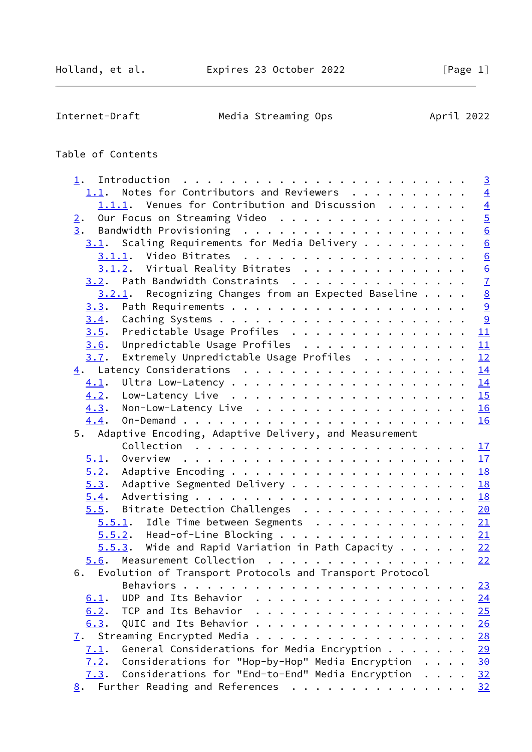Table of Contents

```
   1.  Introduction  . . . . . . . . . . . . . . . . . . . . . . . .   3
     1.1.  Notes for Contributors and Reviewers  . . . . . . . . . .   4
       1.1.1.  Venues for Contribution and Discussion  . . . . . . .   4
   2.  Our Focus on Streaming Video  . . . . . . . . . . . . . . . .   5
   3.  Bandwidth Provisioning  . . . . . . . . . . . . . . . . . . .   6
     3.1.  Scaling Requirements for Media Delivery . . . . . . . . .   6
       3.1.1.  Video Bitrates  . . . . . . . . . . . . . . . . . . .   6
       3.1.2.  Virtual Reality Bitrates  . . . . . . . . . . . . . .   6
     3.2.  Path Bandwidth Constraints  . . . . . . . . . . . . . . .   7
       3.2.1.  Recognizing Changes from an Expected Baseline . . . .   8
     3.3.  Path Requirements . . . . . . . . . . . . . . . . . . . .   9
     3.4.  Caching Systems . . . . . . . . . . . . . . . . . . . . .   9
     3.5.  Predictable Usage Profiles  . . . . . . . . . . . . . . .  11
     3.6.  Unpredictable Usage Profiles  . . . . . . . . . . . . . .  11
     3.7.  Extremely Unpredictable Usage Profiles  . . . . . . . . .  12
   4.  Latency Considerations  . . . . . . . . . . . . . . . . . . .  14
     4.1.  Ultra Low-Latency . . . . . . . . . . . . . . . . . . . .  14
     4.2.  Low-Latency Live  . . . . . . . . . . . . . . . . . . . .  15
     4.3.  Non-Low-Latency Live  . . . . . . . . . . . . . . . . . .  16
     4.4.  On-Demand . . . . . . . . . . . . . . . . . . . . . . . .  16
   5.  Adaptive Encoding, Adaptive Delivery, and Measurement
         Collection  . . . . . . . . . . . . . . . . . . . . . . . .  17
     5.1.  Overview  . . . . . . . . . . . . . . . . . . . . . . . .  17
     5.2.  Adaptive Encoding . . . . . . . . . . . . . . . . . . . .  18
     5.3.  Adaptive Segmented Delivery . . . . . . . . . . . . . . .  18
     5.4.  Advertising . . . . . . . . . . . . . . . . . . . . . . .  18
     5.5.  Bitrate Detection Challenges  . . . . . . . . . . . . . .  20
       5.5.1.  Idle Time between Segments  . . . . . . . . . . . . .  21
       5.5.2.  Head-of-Line Blocking . . . . . . . . . . . . . . . .  21
       5.5.3.  Wide and Rapid Variation in Path Capacity . . . . . .  22
     5.6.  Measurement Collection  . . . . . . . . . . . . . . . . .  22
   6.  Evolution of Transport Protocols and Transport Protocol
         Behaviors . . . . . . . . . . . . . . . . . . . . . . . . .  23
     6.1.  UDP and Its Behavior  . . . . . . . . . . . . . . . . . .  24
     6.2.  TCP and Its Behavior  . . . . . . . . . . . . . . . . . .  25
     6.3.  QUIC and Its Behavior . . . . . . . . . . . . . . . . . .  26
   7.  Streaming Encrypted Media . . . . . . . . . . . . . . . . . .  28
     7.1.  General Considerations for Media Encryption . . . . . . .  29
     7.2.  Considerations for "Hop-by-Hop" Media Encryption  . . . .  30
     7.3.  Considerations for "End-to-End" Media Encryption  . . . .  32
   8.  Further Reading and References  . . . . . . . . . . . . . . .  32
```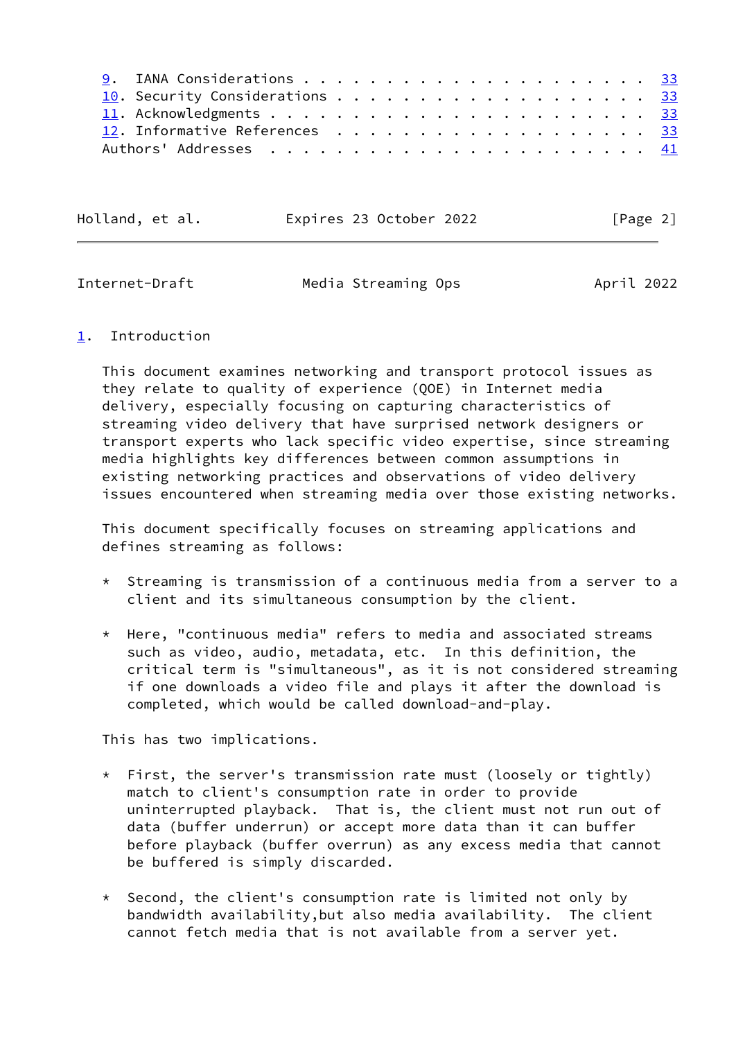9. IANA Considerations . . . . . . . . . . . . . . . . . . . . . 33
10. Security Considerations . . . . . . . . . . . . . . . . . . . 33
11. Acknowledgments . . . . . . . . . . . . . . . . . . . . . . . 33
12. Informative References . . . . . . . . . . . . . . . . . . . 33
Authors' Addresses . . . . . . . . . . . . . . . . . . . . . . . 41

# 1. Introduction

This document examines networking and transport protocol issues as they relate to quality of experience (QOE) in Internet media delivery, especially focusing on capturing characteristics of streaming video delivery that have surprised network designers or transport experts who lack specific video expertise, since streaming media highlights key differences between common assumptions in existing networking practices and observations of video delivery issues encountered when streaming media over those existing networks.

This document specifically focuses on streaming applications and defines streaming as follows:

* Streaming is transmission of a continuous media from a server to a client and its simultaneous consumption by the client.

* Here, "continuous media" refers to media and associated streams such as video, audio, metadata, etc. In this definition, the critical term is "simultaneous", as it is not considered streaming if one downloads a video file and plays it after the download is completed, which would be called download-and-play.

This has two implications.

* First, the server's transmission rate must (loosely or tightly) match to client's consumption rate in order to provide uninterrupted playback. That is, the client must not run out of data (buffer underrun) or accept more data than it can buffer before playback (buffer overrun) as any excess media that cannot be buffered is simply discarded.

* Second, the client's consumption rate is limited not only by bandwidth availability,but also media availability. The client cannot fetch media that is not available from a server yet.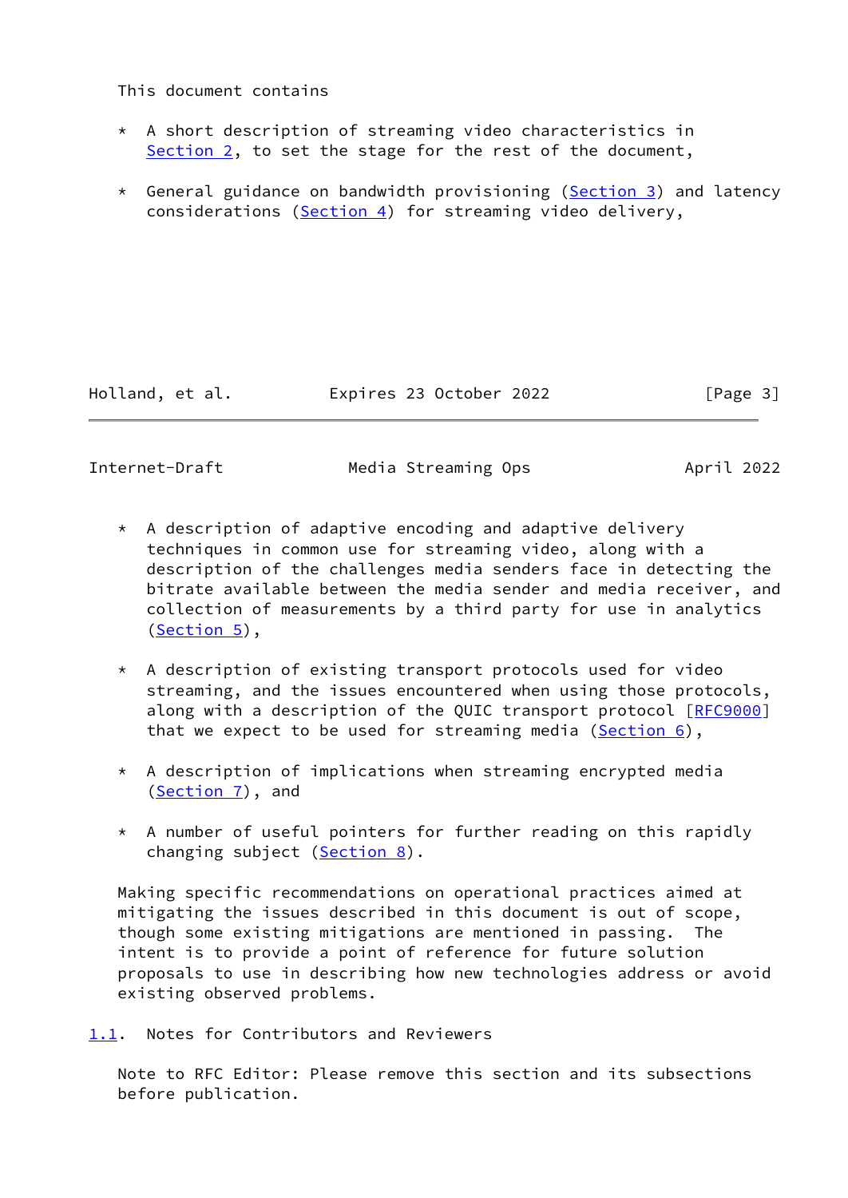This document contains

* A short description of streaming video characteristics in Section 2, to set the stage for the rest of the document,

* General guidance on bandwidth provisioning (Section 3) and latency considerations (Section 4) for streaming video delivery,

* A description of adaptive encoding and adaptive delivery techniques in common use for streaming video, along with a description of the challenges media senders face in detecting the bitrate available between the media sender and media receiver, and collection of measurements by a third party for use in analytics (Section 5),

* A description of existing transport protocols used for video streaming, and the issues encountered when using those protocols, along with a description of the QUIC transport protocol [RFC9000] that we expect to be used for streaming media (Section 6),

* A description of implications when streaming encrypted media (Section 7), and

* A number of useful pointers for further reading on this rapidly changing subject (Section 8).

Making specific recommendations on operational practices aimed at mitigating the issues described in this document is out of scope, though some existing mitigations are mentioned in passing. The intent is to provide a point of reference for future solution proposals to use in describing how new technologies address or avoid existing observed problems.

### 1.1. Notes for Contributors and Reviewers

Note to RFC Editor: Please remove this section and its subsections before publication.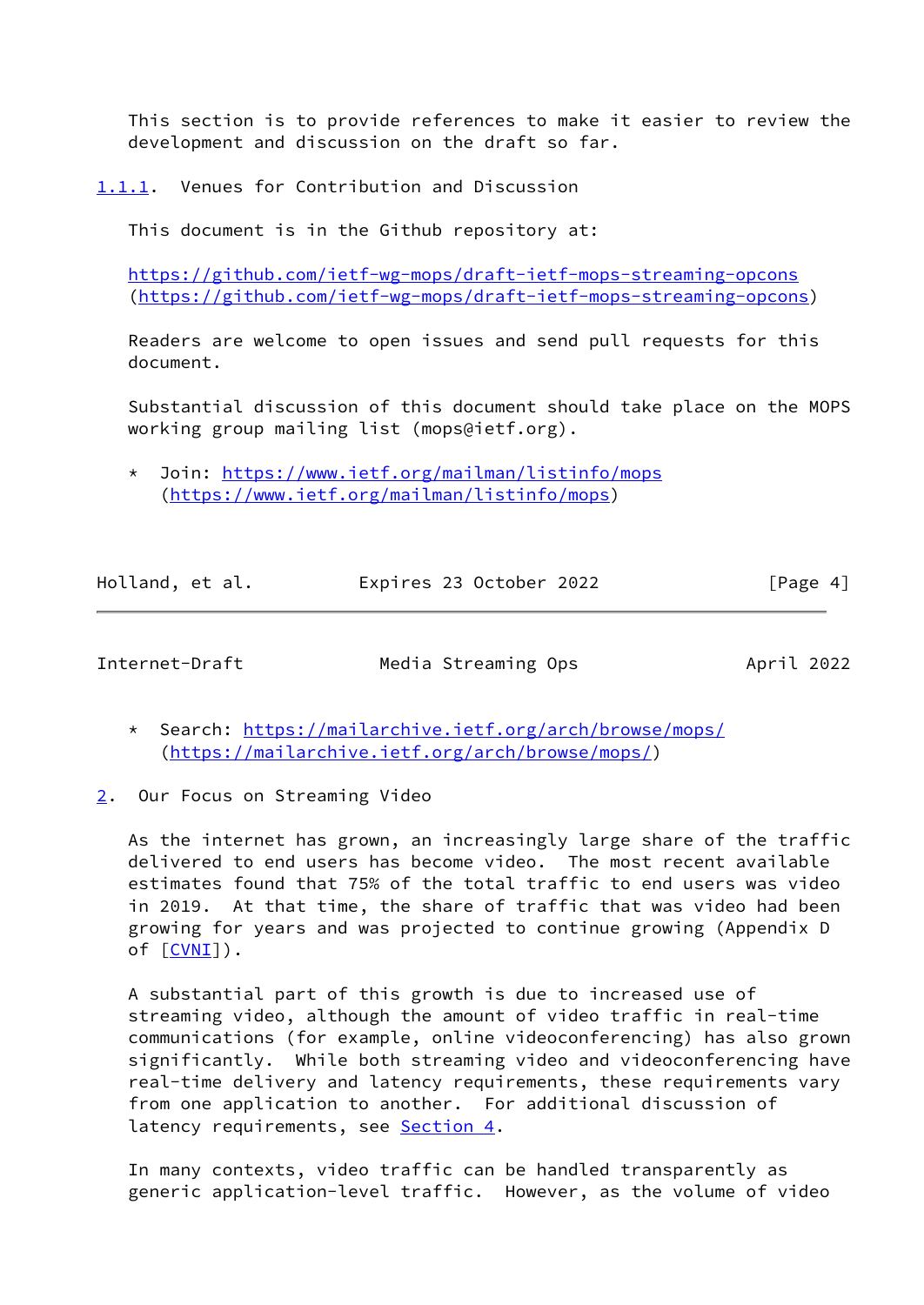This section is to provide references to make it easier to review the development and discussion on the draft so far.

#### 1.1.1. Venues for Contribution and Discussion

This document is in the Github repository at:

https://github.com/ietf-wg-mops/draft-ietf-mops-streaming-opcons (https://github.com/ietf-wg-mops/draft-ietf-mops-streaming-opcons)

Readers are welcome to open issues and send pull requests for this document.

Substantial discussion of this document should take place on the MOPS working group mailing list (mops@ietf.org).

* Join: https://www.ietf.org/mailman/listinfo/mops (https://www.ietf.org/mailman/listinfo/mops)
* Search: https://mailarchive.ietf.org/arch/browse/mops/ (https://mailarchive.ietf.org/arch/browse/mops/)

## 2. Our Focus on Streaming Video

As the internet has grown, an increasingly large share of the traffic delivered to end users has become video. The most recent available estimates found that 75% of the total traffic to end users was video in 2019. At that time, the share of traffic that was video had been growing for years and was projected to continue growing (Appendix D of [CVNI]).

A substantial part of this growth is due to increased use of streaming video, although the amount of video traffic in real-time communications (for example, online videoconferencing) has also grown significantly. While both streaming video and videoconferencing have real-time delivery and latency requirements, these requirements vary from one application to another. For additional discussion of latency requirements, see Section 4.

In many contexts, video traffic can be handled transparently as generic application-level traffic. However, as the volume of video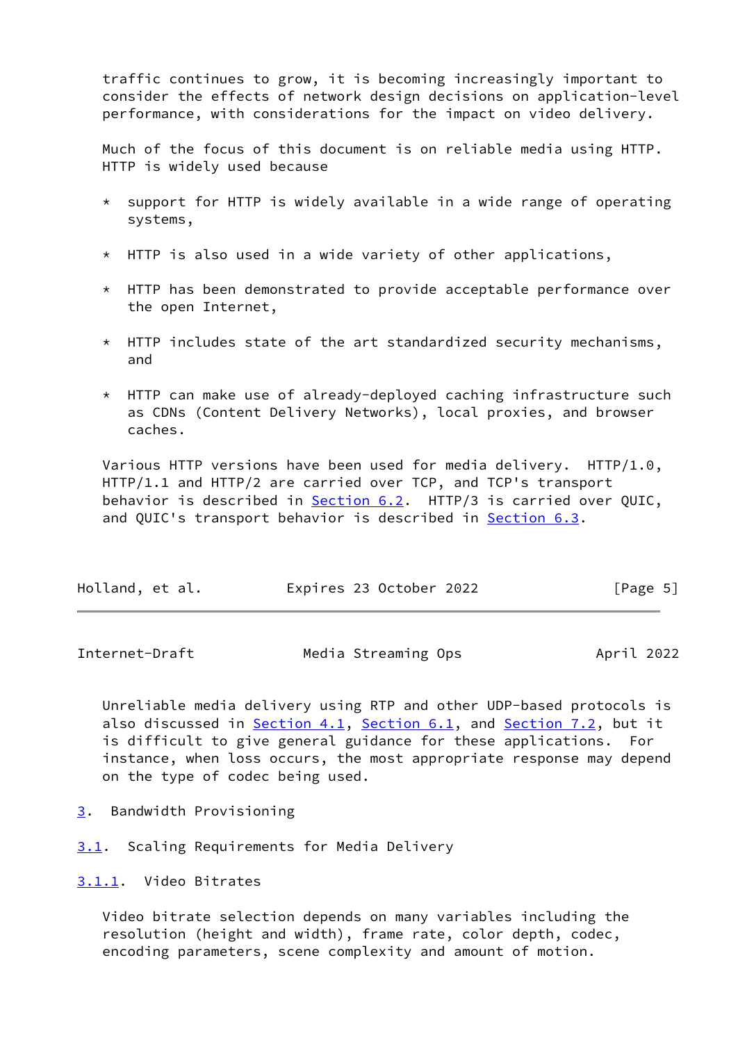traffic continues to grow, it is becoming increasingly important to consider the effects of network design decisions on application-level performance, with considerations for the impact on video delivery.

Much of the focus of this document is on reliable media using HTTP. HTTP is widely used because

* support for HTTP is widely available in a wide range of operating systems,

* HTTP is also used in a wide variety of other applications,

* HTTP has been demonstrated to provide acceptable performance over the open Internet,

* HTTP includes state of the art standardized security mechanisms, and

* HTTP can make use of already-deployed caching infrastructure such as CDNs (Content Delivery Networks), local proxies, and browser caches.

Various HTTP versions have been used for media delivery. HTTP/1.0, HTTP/1.1 and HTTP/2 are carried over TCP, and TCP's transport behavior is described in Section 6.2. HTTP/3 is carried over QUIC, and QUIC's transport behavior is described in Section 6.3.

Unreliable media delivery using RTP and other UDP-based protocols is also discussed in Section 4.1, Section 6.1, and Section 7.2, but it is difficult to give general guidance for these applications. For instance, when loss occurs, the most appropriate response may depend on the type of codec being used.

# 3. Bandwidth Provisioning

## 3.1. Scaling Requirements for Media Delivery

### 3.1.1. Video Bitrates

Video bitrate selection depends on many variables including the resolution (height and width), frame rate, color depth, codec, encoding parameters, scene complexity and amount of motion.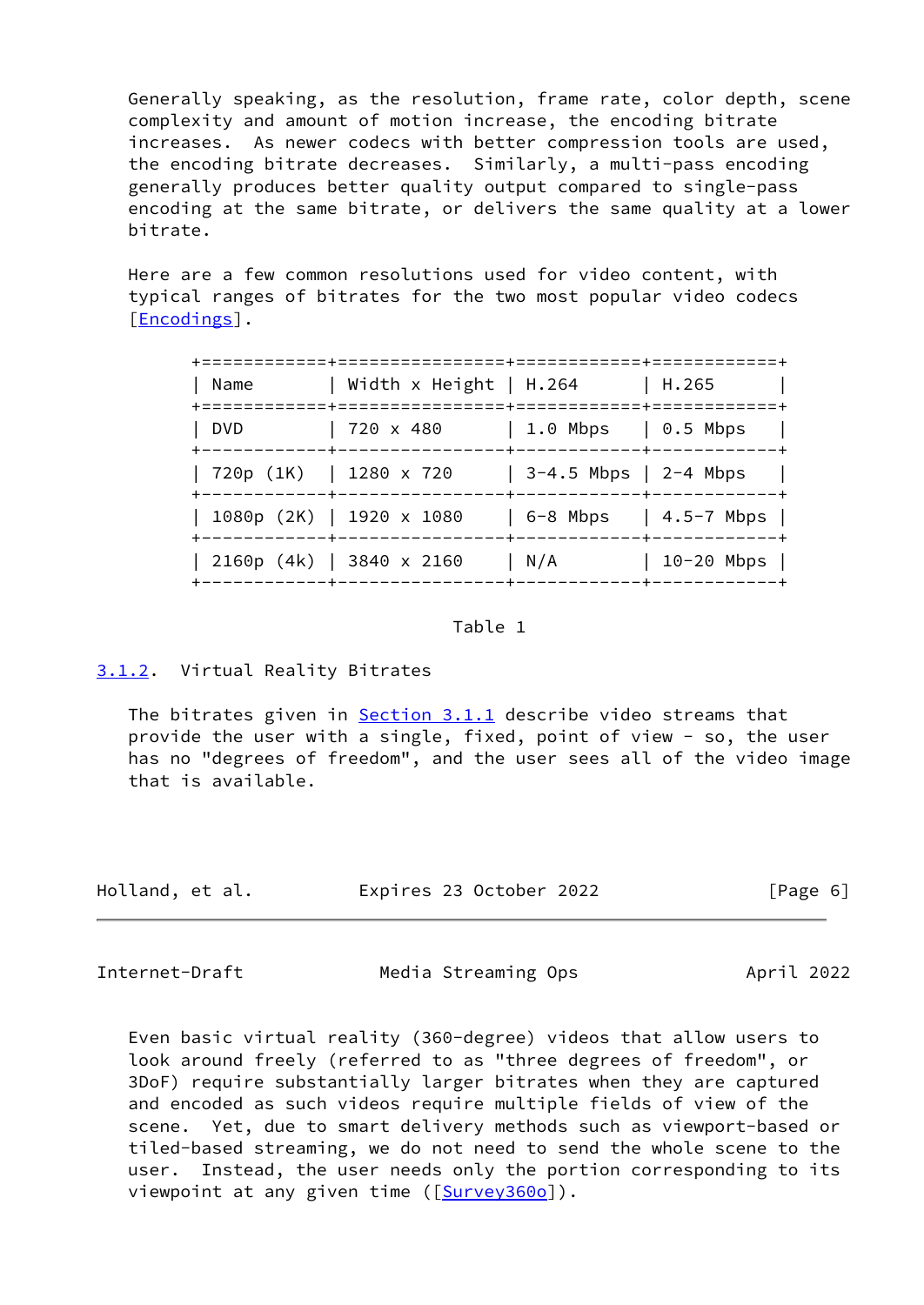Generally speaking, as the resolution, frame rate, color depth, scene complexity and amount of motion increase, the encoding bitrate increases. As newer codecs with better compression tools are used, the encoding bitrate decreases. Similarly, a multi-pass encoding generally produces better quality output compared to single-pass encoding at the same bitrate, or delivers the same quality at a lower bitrate.

Here are a few common resolutions used for video content, with typical ranges of bitrates for the two most popular video codecs [Encodings].

| Name | Width x Height | H.264 | H.265 |
|---|---|---|---|
| DVD | 720 x 480 | 1.0 Mbps | 0.5 Mbps |
| 720p (1K) | 1280 x 720 | 3-4.5 Mbps | 2-4 Mbps |
| 1080p (2K) | 1920 x 1080 | 6-8 Mbps | 4.5-7 Mbps |
| 2160p (4k) | 3840 x 2160 | N/A | 10-20 Mbps |

Table 1

### 3.1.2. Virtual Reality Bitrates

The bitrates given in Section 3.1.1 describe video streams that provide the user with a single, fixed, point of view - so, the user has no "degrees of freedom", and the user sees all of the video image that is available.

Even basic virtual reality (360-degree) videos that allow users to look around freely (referred to as "three degrees of freedom", or 3DoF) require substantially larger bitrates when they are captured and encoded as such videos require multiple fields of view of the scene. Yet, due to smart delivery methods such as viewport-based or tiled-based streaming, we do not need to send the whole scene to the user. Instead, the user needs only the portion corresponding to its viewpoint at any given time ([Survey360o]).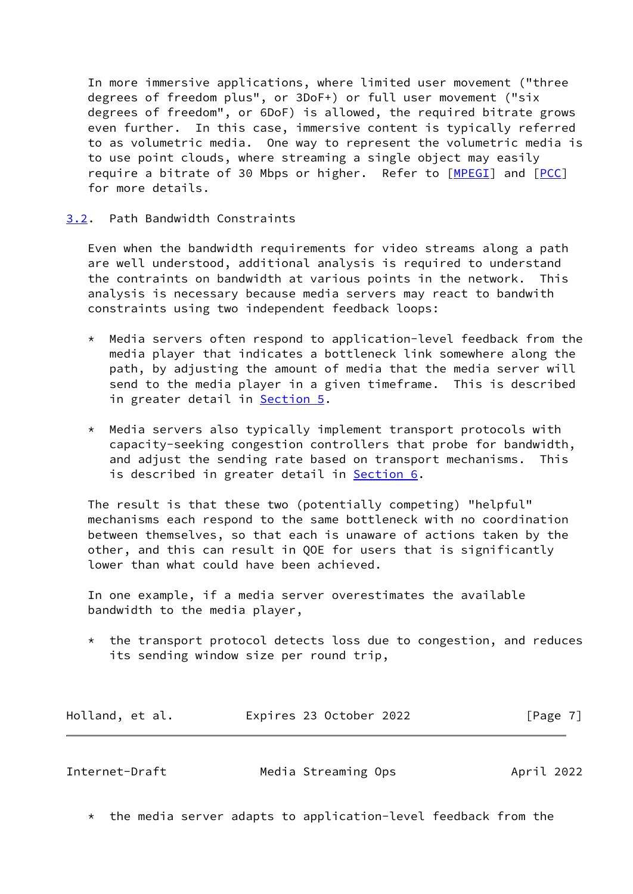In more immersive applications, where limited user movement ("three degrees of freedom plus", or 3DoF+) or full user movement ("six degrees of freedom", or 6DoF) is allowed, the required bitrate grows even further. In this case, immersive content is typically referred to as volumetric media. One way to represent the volumetric media is to use point clouds, where streaming a single object may easily require a bitrate of 30 Mbps or higher. Refer to [MPEGI] and [PCC] for more details.

### 3.2. Path Bandwidth Constraints

Even when the bandwidth requirements for video streams along a path are well understood, additional analysis is required to understand the contraints on bandwidth at various points in the network. This analysis is necessary because media servers may react to bandwith constraints using two independent feedback loops:

* Media servers often respond to application-level feedback from the media player that indicates a bottleneck link somewhere along the path, by adjusting the amount of media that the media server will send to the media player in a given timeframe. This is described in greater detail in Section 5.

* Media servers also typically implement transport protocols with capacity-seeking congestion controllers that probe for bandwidth, and adjust the sending rate based on transport mechanisms. This is described in greater detail in Section 6.

The result is that these two (potentially competing) "helpful" mechanisms each respond to the same bottleneck with no coordination between themselves, so that each is unaware of actions taken by the other, and this can result in QOE for users that is significantly lower than what could have been achieved.

In one example, if a media server overestimates the available bandwidth to the media player,

* the transport protocol detects loss due to congestion, and reduces its sending window size per round trip,

* the media server adapts to application-level feedback from the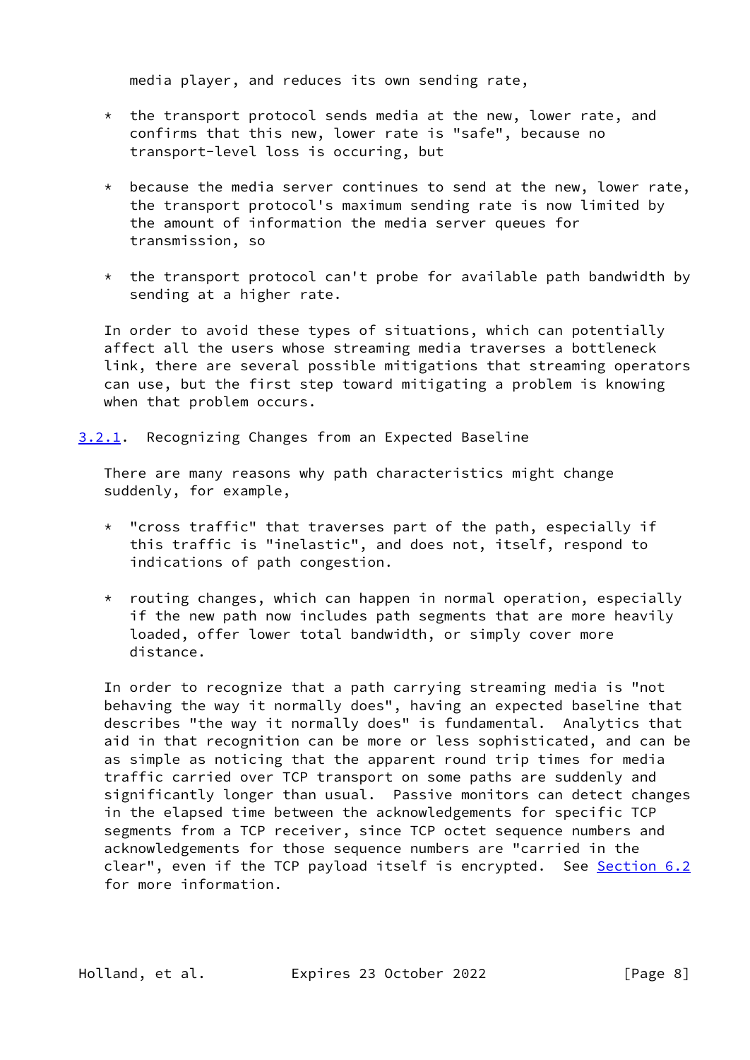media player, and reduces its own sending rate,

* the transport protocol sends media at the new, lower rate, and confirms that this new, lower rate is "safe", because no transport-level loss is occuring, but

* because the media server continues to send at the new, lower rate, the transport protocol's maximum sending rate is now limited by the amount of information the media server queues for transmission, so

* the transport protocol can't probe for available path bandwidth by sending at a higher rate.

In order to avoid these types of situations, which can potentially affect all the users whose streaming media traverses a bottleneck link, there are several possible mitigations that streaming operators can use, but the first step toward mitigating a problem is knowing when that problem occurs.

### 3.2.1. Recognizing Changes from an Expected Baseline

There are many reasons why path characteristics might change suddenly, for example,

* "cross traffic" that traverses part of the path, especially if this traffic is "inelastic", and does not, itself, respond to indications of path congestion.

* routing changes, which can happen in normal operation, especially if the new path now includes path segments that are more heavily loaded, offer lower total bandwidth, or simply cover more distance.

In order to recognize that a path carrying streaming media is "not behaving the way it normally does", having an expected baseline that describes "the way it normally does" is fundamental. Analytics that aid in that recognition can be more or less sophisticated, and can be as simple as noticing that the apparent round trip times for media traffic carried over TCP transport on some paths are suddenly and significantly longer than usual. Passive monitors can detect changes in the elapsed time between the acknowledgements for specific TCP segments from a TCP receiver, since TCP octet sequence numbers and acknowledgements for those sequence numbers are "carried in the clear", even if the TCP payload itself is encrypted. See Section 6.2 for more information.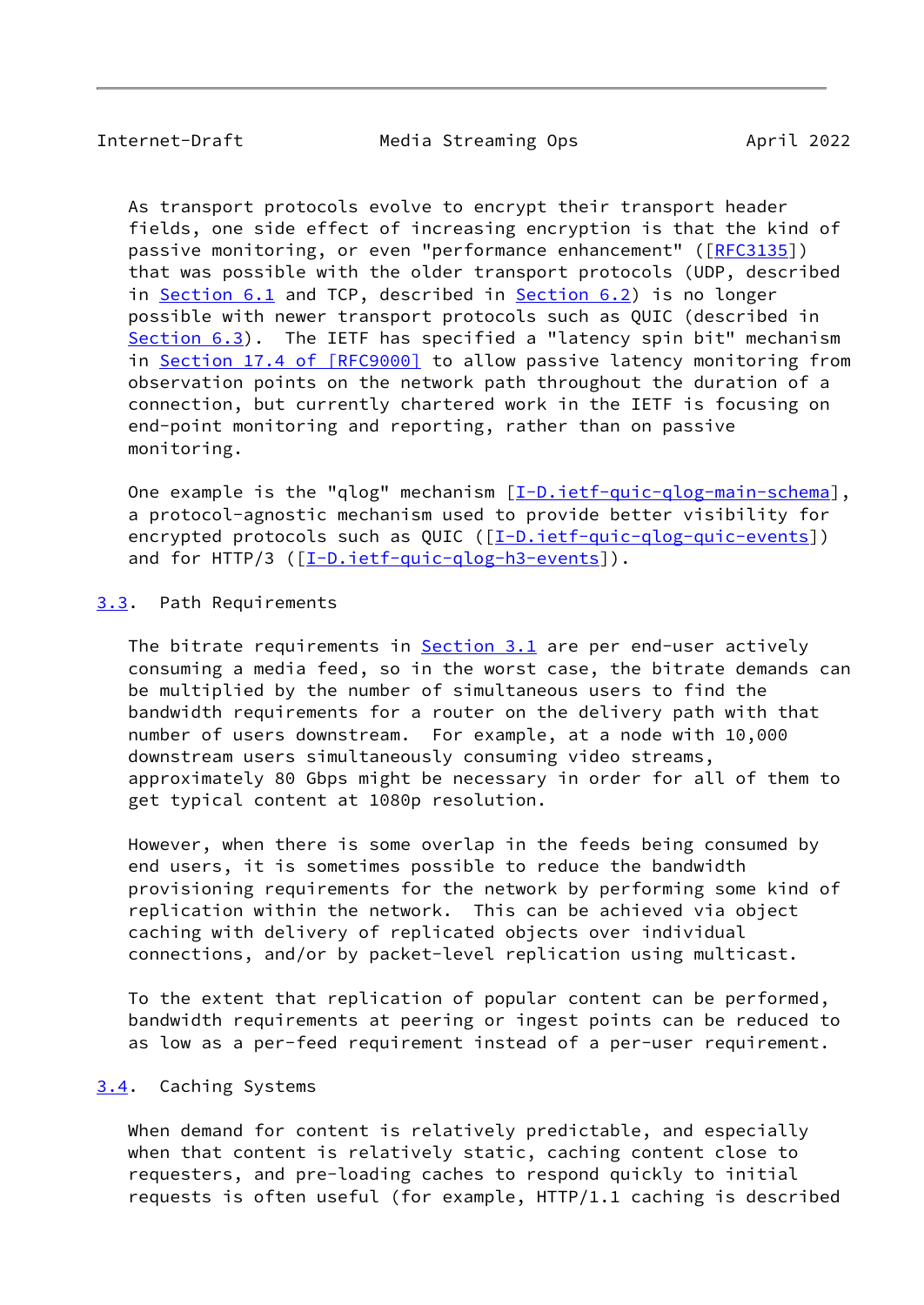As transport protocols evolve to encrypt their transport header fields, one side effect of increasing encryption is that the kind of passive monitoring, or even "performance enhancement" ([RFC3135]) that was possible with the older transport protocols (UDP, described in Section 6.1 and TCP, described in Section 6.2) is no longer possible with newer transport protocols such as QUIC (described in Section 6.3). The IETF has specified a "latency spin bit" mechanism in Section 17.4 of [RFC9000] to allow passive latency monitoring from observation points on the network path throughout the duration of a connection, but currently chartered work in the IETF is focusing on end-point monitoring and reporting, rather than on passive monitoring.

One example is the "qlog" mechanism [I-D.ietf-quic-qlog-main-schema], a protocol-agnostic mechanism used to provide better visibility for encrypted protocols such as QUIC ([I-D.ietf-quic-qlog-quic-events]) and for HTTP/3 ([I-D.ietf-quic-qlog-h3-events]).

### 3.3. Path Requirements

The bitrate requirements in Section 3.1 are per end-user actively consuming a media feed, so in the worst case, the bitrate demands can be multiplied by the number of simultaneous users to find the bandwidth requirements for a router on the delivery path with that number of users downstream. For example, at a node with 10,000 downstream users simultaneously consuming video streams, approximately 80 Gbps might be necessary in order for all of them to get typical content at 1080p resolution.

However, when there is some overlap in the feeds being consumed by end users, it is sometimes possible to reduce the bandwidth provisioning requirements for the network by performing some kind of replication within the network. This can be achieved via object caching with delivery of replicated objects over individual connections, and/or by packet-level replication using multicast.

To the extent that replication of popular content can be performed, bandwidth requirements at peering or ingest points can be reduced to as low as a per-feed requirement instead of a per-user requirement.

### 3.4. Caching Systems

When demand for content is relatively predictable, and especially when that content is relatively static, caching content close to requesters, and pre-loading caches to respond quickly to initial requests is often useful (for example, HTTP/1.1 caching is described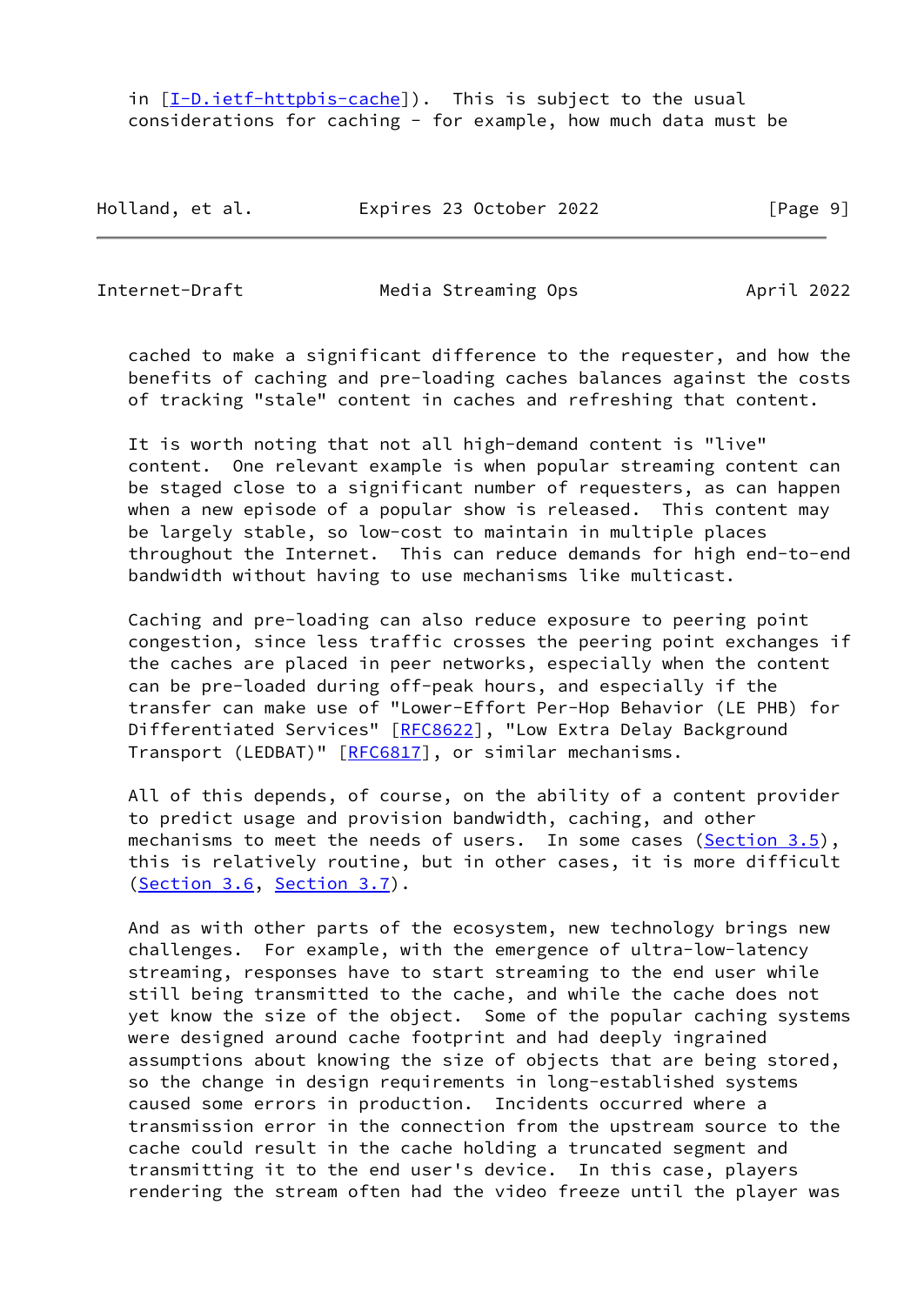in [I-D.ietf-httpbis-cache]). This is subject to the usual considerations for caching - for example, how much data must be cached to make a significant difference to the requester, and how the benefits of caching and pre-loading caches balances against the costs of tracking "stale" content in caches and refreshing that content.

It is worth noting that not all high-demand content is "live" content. One relevant example is when popular streaming content can be staged close to a significant number of requesters, as can happen when a new episode of a popular show is released. This content may be largely stable, so low-cost to maintain in multiple places throughout the Internet. This can reduce demands for high end-to-end bandwidth without having to use mechanisms like multicast.

Caching and pre-loading can also reduce exposure to peering point congestion, since less traffic crosses the peering point exchanges if the caches are placed in peer networks, especially when the content can be pre-loaded during off-peak hours, and especially if the transfer can make use of "Lower-Effort Per-Hop Behavior (LE PHB) for Differentiated Services" [RFC8622], "Low Extra Delay Background Transport (LEDBAT)" [RFC6817], or similar mechanisms.

All of this depends, of course, on the ability of a content provider to predict usage and provision bandwidth, caching, and other mechanisms to meet the needs of users. In some cases (Section 3.5), this is relatively routine, but in other cases, it is more difficult (Section 3.6, Section 3.7).

And as with other parts of the ecosystem, new technology brings new challenges. For example, with the emergence of ultra-low-latency streaming, responses have to start streaming to the end user while still being transmitted to the cache, and while the cache does not yet know the size of the object. Some of the popular caching systems were designed around cache footprint and had deeply ingrained assumptions about knowing the size of objects that are being stored, so the change in design requirements in long-established systems caused some errors in production. Incidents occurred where a transmission error in the connection from the upstream source to the cache could result in the cache holding a truncated segment and transmitting it to the end user's device. In this case, players rendering the stream often had the video freeze until the player was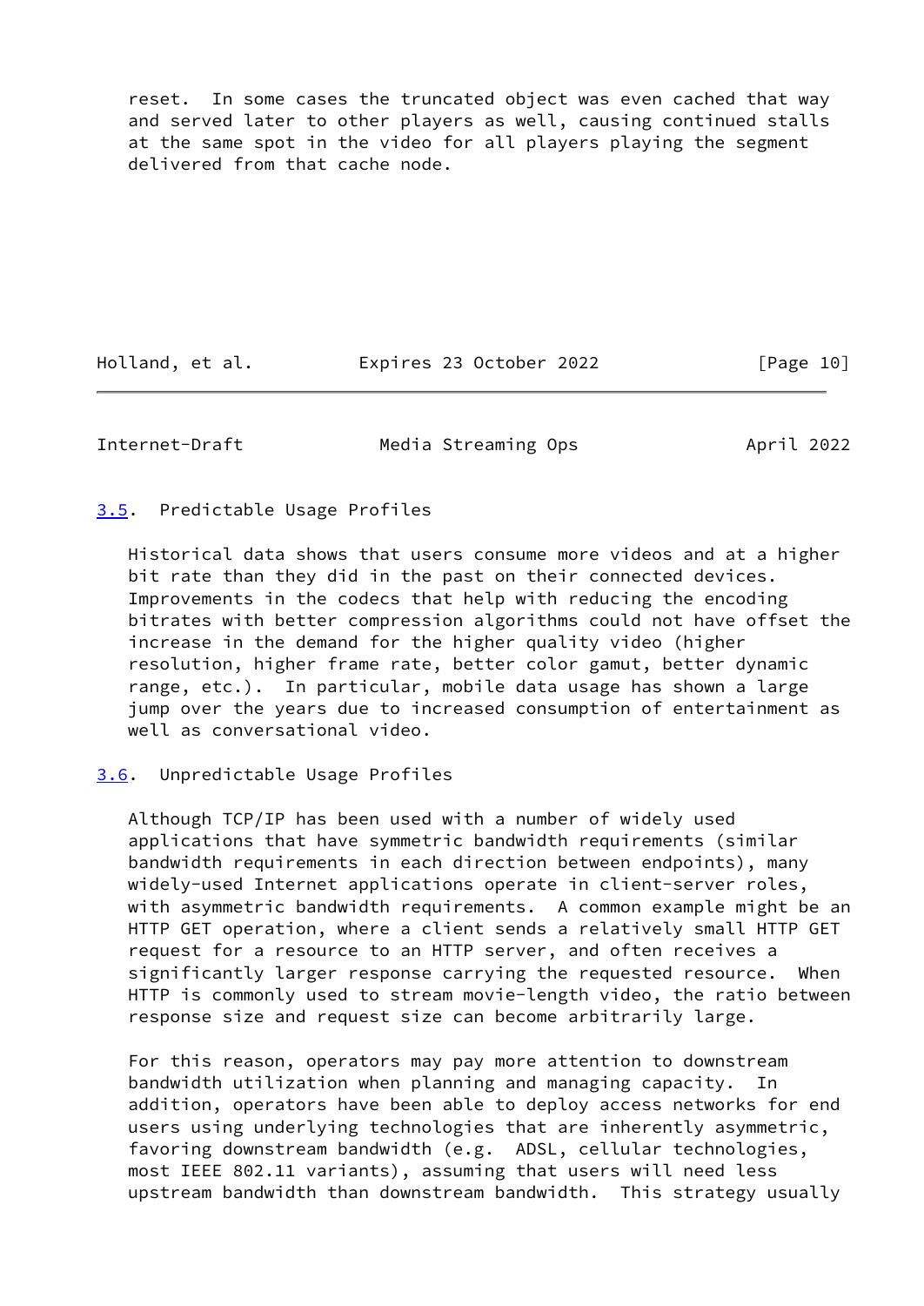reset. In some cases the truncated object was even cached that way and served later to other players as well, causing continued stalls at the same spot in the video for all players playing the segment delivered from that cache node.

### 3.5. Predictable Usage Profiles

Historical data shows that users consume more videos and at a higher bit rate than they did in the past on their connected devices. Improvements in the codecs that help with reducing the encoding bitrates with better compression algorithms could not have offset the increase in the demand for the higher quality video (higher resolution, higher frame rate, better color gamut, better dynamic range, etc.). In particular, mobile data usage has shown a large jump over the years due to increased consumption of entertainment as well as conversational video.

### 3.6. Unpredictable Usage Profiles

Although TCP/IP has been used with a number of widely used applications that have symmetric bandwidth requirements (similar bandwidth requirements in each direction between endpoints), many widely-used Internet applications operate in client-server roles, with asymmetric bandwidth requirements. A common example might be an HTTP GET operation, where a client sends a relatively small HTTP GET request for a resource to an HTTP server, and often receives a significantly larger response carrying the requested resource. When HTTP is commonly used to stream movie-length video, the ratio between response size and request size can become arbitrarily large.

For this reason, operators may pay more attention to downstream bandwidth utilization when planning and managing capacity. In addition, operators have been able to deploy access networks for end users using underlying technologies that are inherently asymmetric, favoring downstream bandwidth (e.g. ADSL, cellular technologies, most IEEE 802.11 variants), assuming that users will need less upstream bandwidth than downstream bandwidth. This strategy usually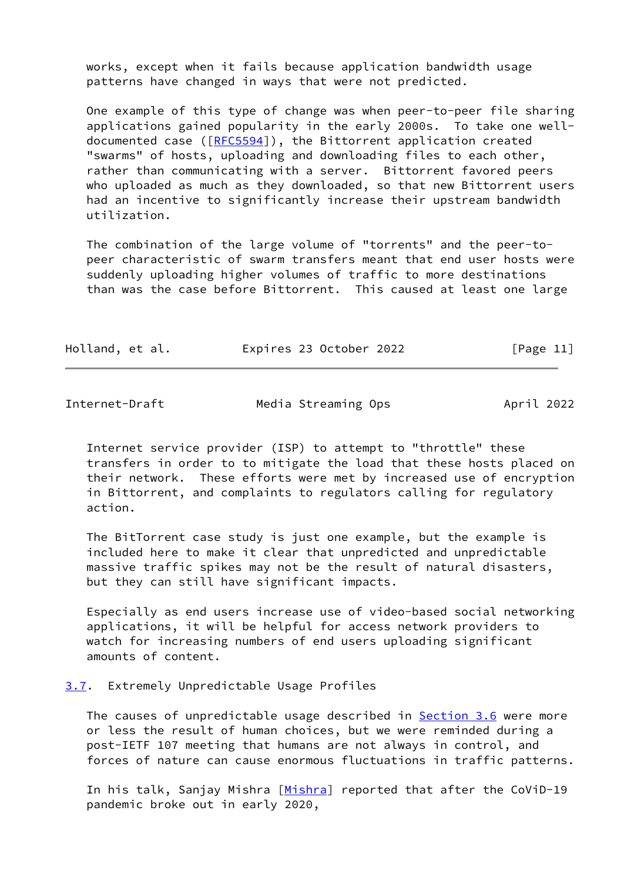works, except when it fails because application bandwidth usage patterns have changed in ways that were not predicted.

One example of this type of change was when peer-to-peer file sharing applications gained popularity in the early 2000s. To take one well-documented case ([RFC5594]), the Bittorrent application created "swarms" of hosts, uploading and downloading files to each other, rather than communicating with a server. Bittorrent favored peers who uploaded as much as they downloaded, so that new Bittorrent users had an incentive to significantly increase their upstream bandwidth utilization.

The combination of the large volume of "torrents" and the peer-to-peer characteristic of swarm transfers meant that end user hosts were suddenly uploading higher volumes of traffic to more destinations than was the case before Bittorrent. This caused at least one large Internet service provider (ISP) to attempt to "throttle" these transfers in order to to mitigate the load that these hosts placed on their network. These efforts were met by increased use of encryption in Bittorrent, and complaints to regulators calling for regulatory action.

The BitTorrent case study is just one example, but the example is included here to make it clear that unpredicted and unpredictable massive traffic spikes may not be the result of natural disasters, but they can still have significant impacts.

Especially as end users increase use of video-based social networking applications, it will be helpful for access network providers to watch for increasing numbers of end users uploading significant amounts of content.

### 3.7. Extremely Unpredictable Usage Profiles

The causes of unpredictable usage described in Section 3.6 were more or less the result of human choices, but we were reminded during a post-IETF 107 meeting that humans are not always in control, and forces of nature can cause enormous fluctuations in traffic patterns.

In his talk, Sanjay Mishra [Mishra] reported that after the CoViD-19 pandemic broke out in early 2020,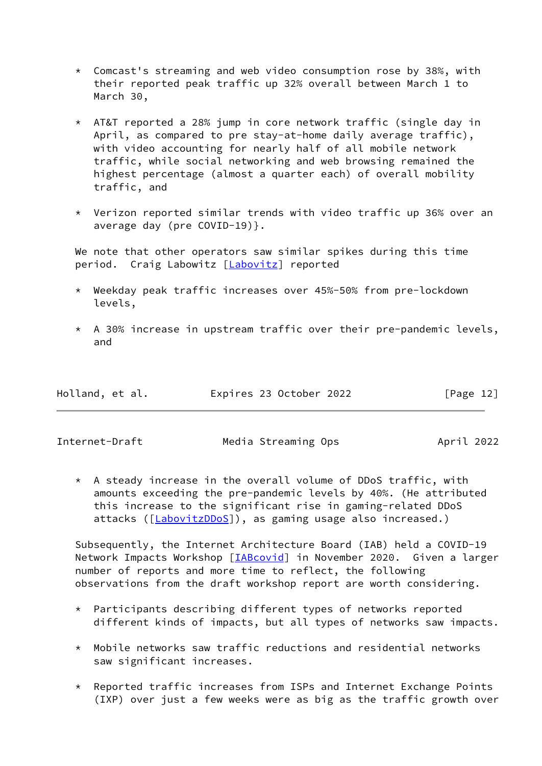* Comcast's streaming and web video consumption rose by 38%, with their reported peak traffic up 32% overall between March 1 to March 30,

* AT&T reported a 28% jump in core network traffic (single day in April, as compared to pre stay-at-home daily average traffic), with video accounting for nearly half of all mobile network traffic, while social networking and web browsing remained the highest percentage (almost a quarter each) of overall mobility traffic, and

* Verizon reported similar trends with video traffic up 36% over an average day (pre COVID-19)}.

We note that other operators saw similar spikes during this time period. Craig Labowitz [Labovitz] reported

* Weekday peak traffic increases over 45%-50% from pre-lockdown levels,

* A 30% increase in upstream traffic over their pre-pandemic levels, and

* A steady increase in the overall volume of DDoS traffic, with amounts exceeding the pre-pandemic levels by 40%. (He attributed this increase to the significant rise in gaming-related DDoS attacks ([LabovitzDDoS]), as gaming usage also increased.)

Subsequently, the Internet Architecture Board (IAB) held a COVID-19 Network Impacts Workshop [IABcovid] in November 2020. Given a larger number of reports and more time to reflect, the following observations from the draft workshop report are worth considering.

* Participants describing different types of networks reported different kinds of impacts, but all types of networks saw impacts.

* Mobile networks saw traffic reductions and residential networks saw significant increases.

* Reported traffic increases from ISPs and Internet Exchange Points (IXP) over just a few weeks were as big as the traffic growth over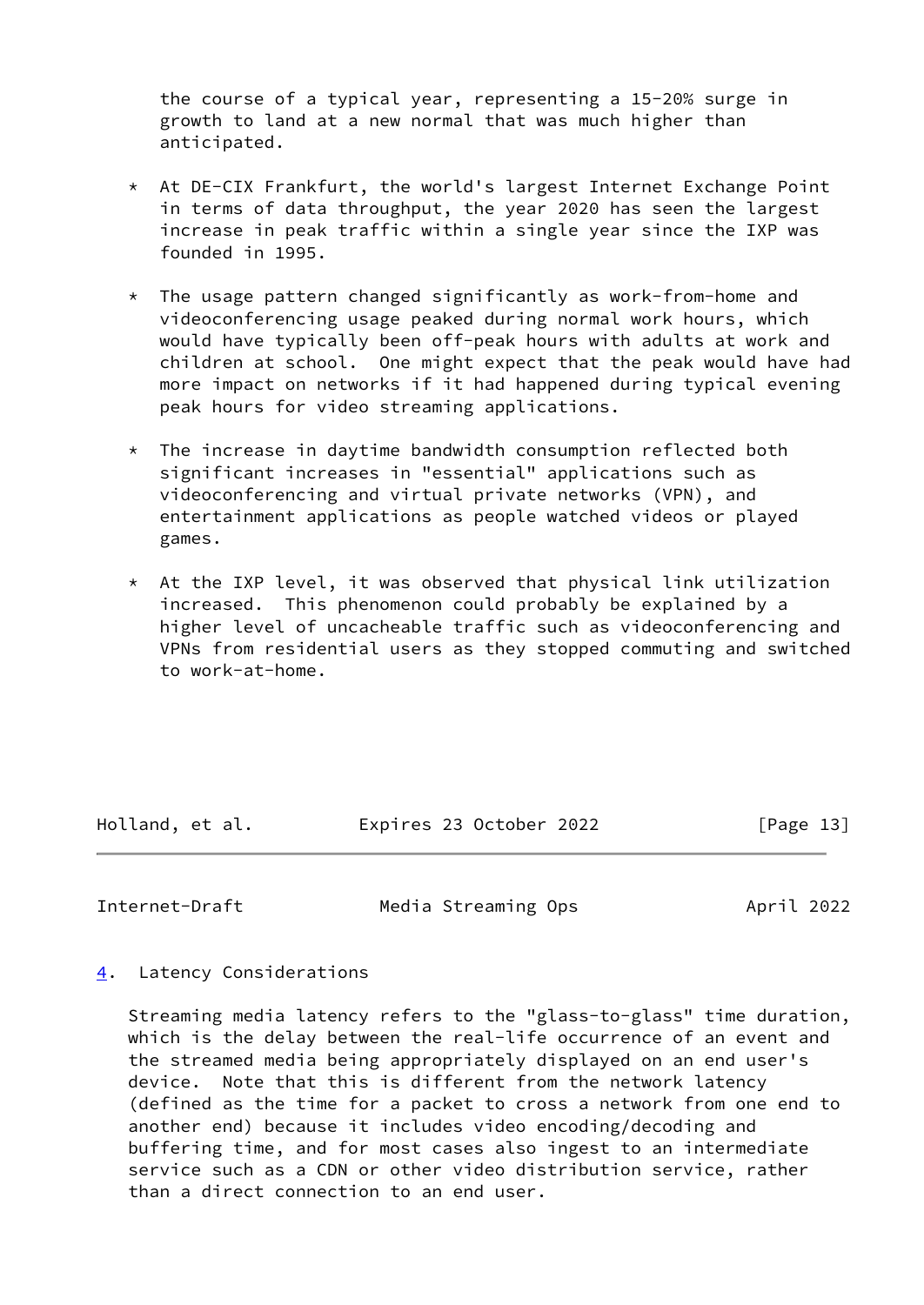the course of a typical year, representing a 15-20% surge in growth to land at a new normal that was much higher than anticipated.

* At DE-CIX Frankfurt, the world's largest Internet Exchange Point in terms of data throughput, the year 2020 has seen the largest increase in peak traffic within a single year since the IXP was founded in 1995.

* The usage pattern changed significantly as work-from-home and videoconferencing usage peaked during normal work hours, which would have typically been off-peak hours with adults at work and children at school. One might expect that the peak would have had more impact on networks if it had happened during typical evening peak hours for video streaming applications.

* The increase in daytime bandwidth consumption reflected both significant increases in "essential" applications such as videoconferencing and virtual private networks (VPN), and entertainment applications as people watched videos or played games.

* At the IXP level, it was observed that physical link utilization increased. This phenomenon could probably be explained by a higher level of uncacheable traffic such as videoconferencing and VPNs from residential users as they stopped commuting and switched to work-at-home.

## 4. Latency Considerations

Streaming media latency refers to the "glass-to-glass" time duration, which is the delay between the real-life occurrence of an event and the streamed media being appropriately displayed on an end user's device. Note that this is different from the network latency (defined as the time for a packet to cross a network from one end to another end) because it includes video encoding/decoding and buffering time, and for most cases also ingest to an intermediate service such as a CDN or other video distribution service, rather than a direct connection to an end user.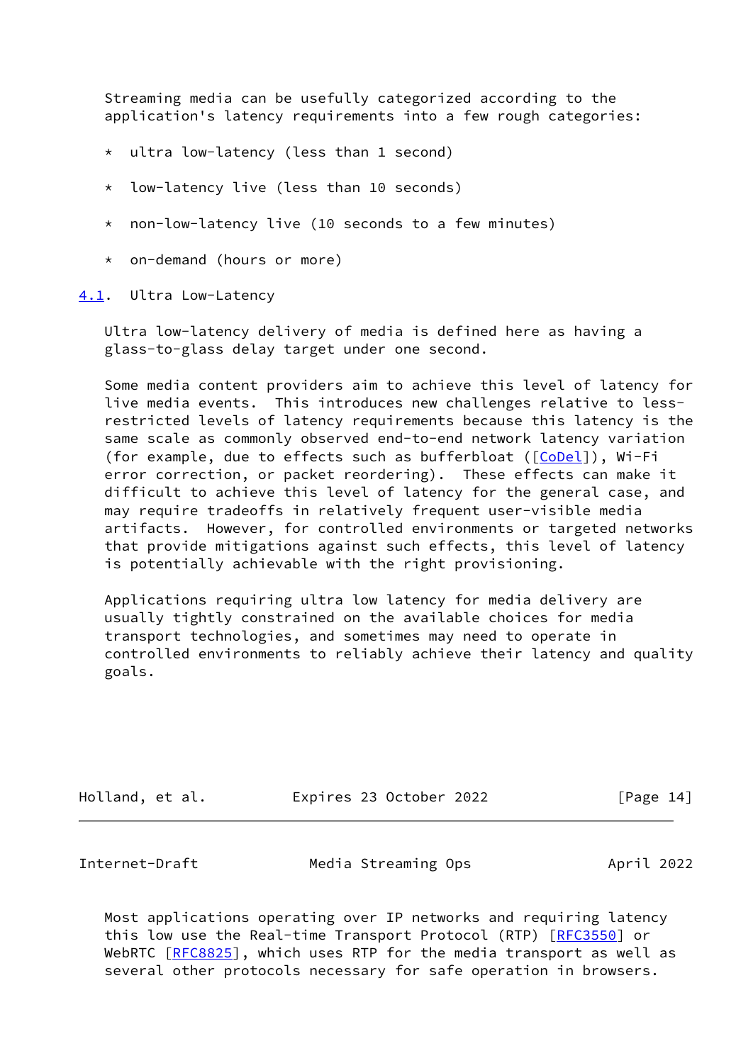Streaming media can be usefully categorized according to the application's latency requirements into a few rough categories:

* ultra low-latency (less than 1 second)

* low-latency live (less than 10 seconds)

* non-low-latency live (10 seconds to a few minutes)

* on-demand (hours or more)

### 4.1. Ultra Low-Latency

Ultra low-latency delivery of media is defined here as having a glass-to-glass delay target under one second.

Some media content providers aim to achieve this level of latency for live media events. This introduces new challenges relative to less-restricted levels of latency requirements because this latency is the same scale as commonly observed end-to-end network latency variation (for example, due to effects such as bufferbloat ([CoDel]), Wi-Fi error correction, or packet reordering). These effects can make it difficult to achieve this level of latency for the general case, and may require tradeoffs in relatively frequent user-visible media artifacts. However, for controlled environments or targeted networks that provide mitigations against such effects, this level of latency is potentially achievable with the right provisioning.

Applications requiring ultra low latency for media delivery are usually tightly constrained on the available choices for media transport technologies, and sometimes may need to operate in controlled environments to reliably achieve their latency and quality goals.

Most applications operating over IP networks and requiring latency this low use the Real-time Transport Protocol (RTP) [RFC3550] or WebRTC [RFC8825], which uses RTP for the media transport as well as several other protocols necessary for safe operation in browsers.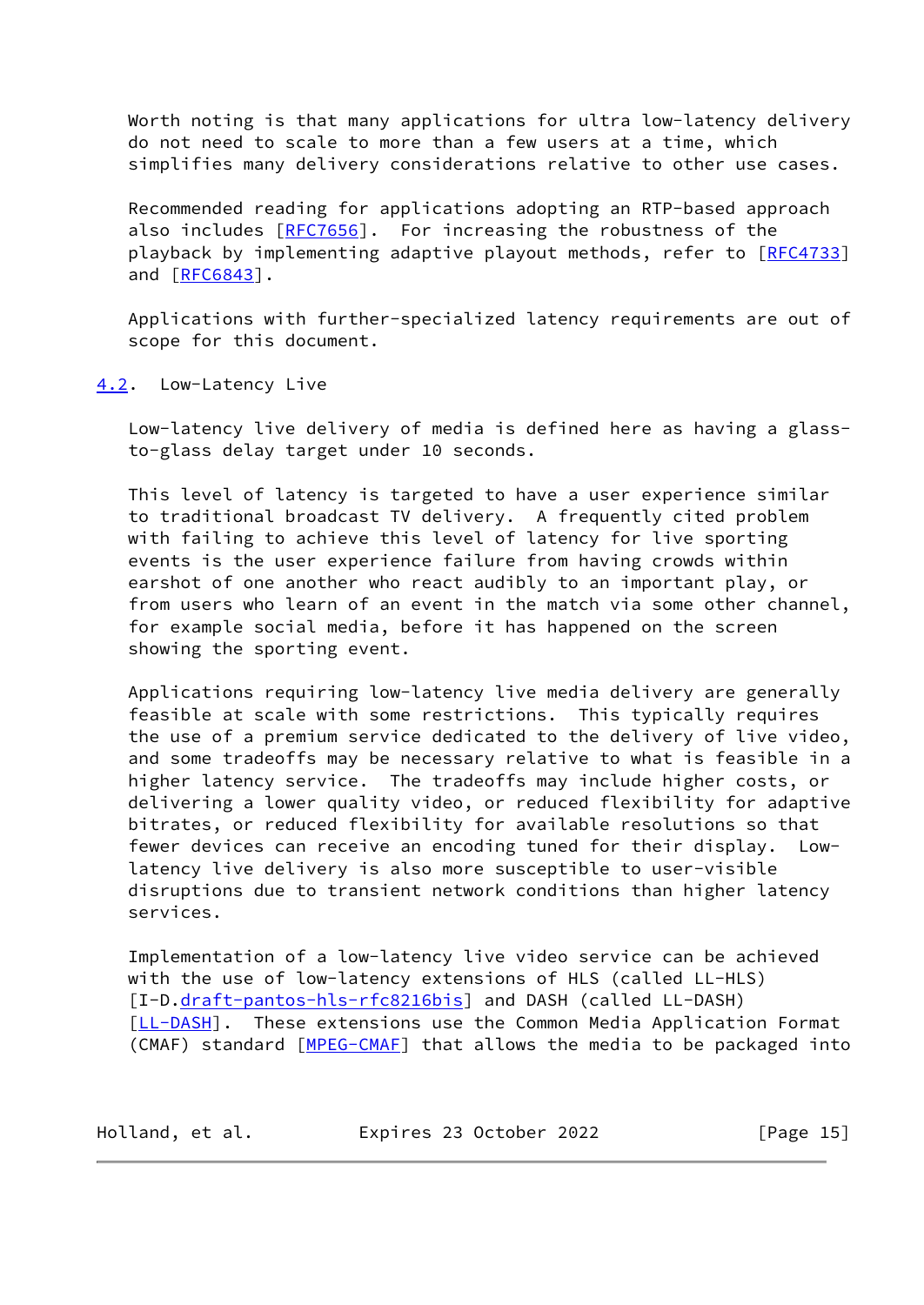Worth noting is that many applications for ultra low-latency delivery do not need to scale to more than a few users at a time, which simplifies many delivery considerations relative to other use cases.

Recommended reading for applications adopting an RTP-based approach also includes [RFC7656]. For increasing the robustness of the playback by implementing adaptive playout methods, refer to [RFC4733] and [RFC6843].

Applications with further-specialized latency requirements are out of scope for this document.

### 4.2. Low-Latency Live

Low-latency live delivery of media is defined here as having a glass-to-glass delay target under 10 seconds.

This level of latency is targeted to have a user experience similar to traditional broadcast TV delivery. A frequently cited problem with failing to achieve this level of latency for live sporting events is the user experience failure from having crowds within earshot of one another who react audibly to an important play, or from users who learn of an event in the match via some other channel, for example social media, before it has happened on the screen showing the sporting event.

Applications requiring low-latency live media delivery are generally feasible at scale with some restrictions. This typically requires the use of a premium service dedicated to the delivery of live video, and some tradeoffs may be necessary relative to what is feasible in a higher latency service. The tradeoffs may include higher costs, or delivering a lower quality video, or reduced flexibility for adaptive bitrates, or reduced flexibility for available resolutions so that fewer devices can receive an encoding tuned for their display. Low-latency live delivery is also more susceptible to user-visible disruptions due to transient network conditions than higher latency services.

Implementation of a low-latency live video service can be achieved with the use of low-latency extensions of HLS (called LL-HLS) [I-D.draft-pantos-hls-rfc8216bis] and DASH (called LL-DASH) [LL-DASH]. These extensions use the Common Media Application Format (CMAF) standard [MPEG-CMAF] that allows the media to be packaged into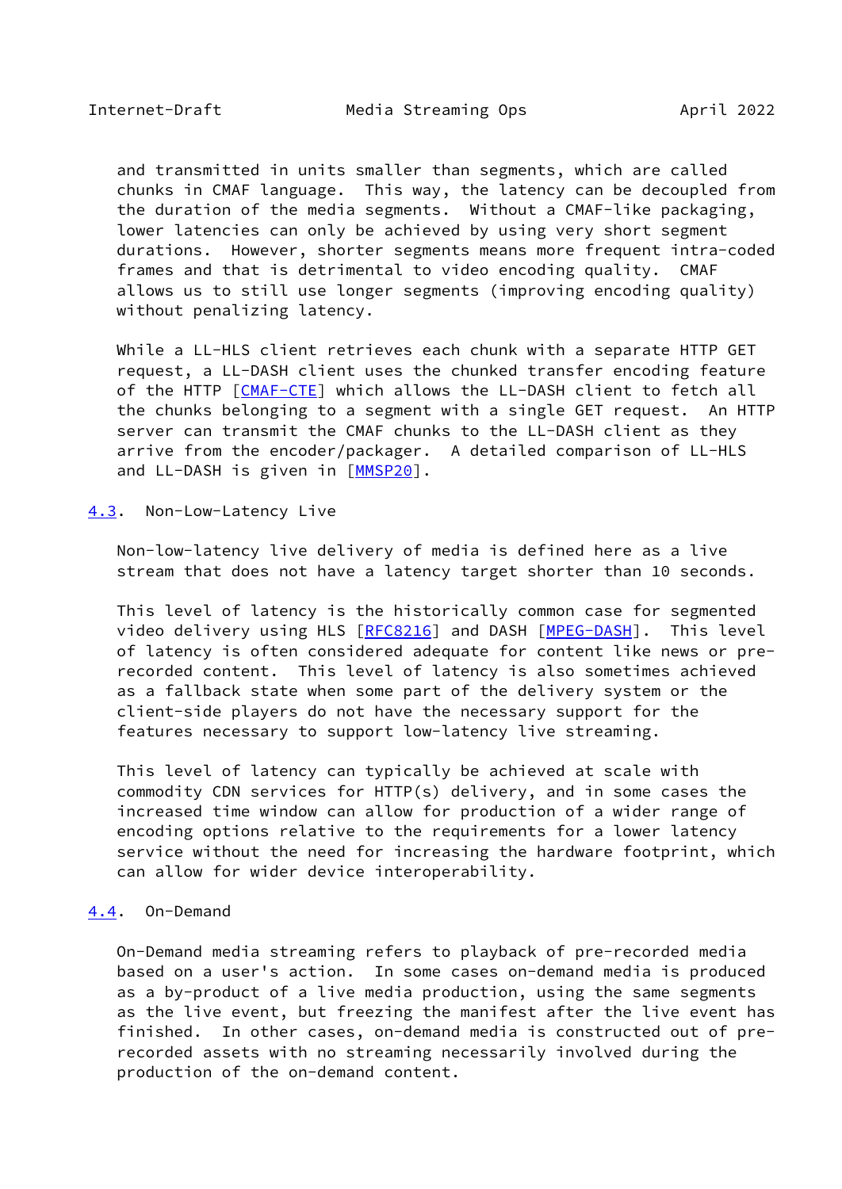and transmitted in units smaller than segments, which are called chunks in CMAF language. This way, the latency can be decoupled from the duration of the media segments. Without a CMAF-like packaging, lower latencies can only be achieved by using very short segment durations. However, shorter segments means more frequent intra-coded frames and that is detrimental to video encoding quality. CMAF allows us to still use longer segments (improving encoding quality) without penalizing latency.

While a LL-HLS client retrieves each chunk with a separate HTTP GET request, a LL-DASH client uses the chunked transfer encoding feature of the HTTP [CMAF-CTE] which allows the LL-DASH client to fetch all the chunks belonging to a segment with a single GET request. An HTTP server can transmit the CMAF chunks to the LL-DASH client as they arrive from the encoder/packager. A detailed comparison of LL-HLS and LL-DASH is given in [MMSP20].

### 4.3. Non-Low-Latency Live

Non-low-latency live delivery of media is defined here as a live stream that does not have a latency target shorter than 10 seconds.

This level of latency is the historically common case for segmented video delivery using HLS [RFC8216] and DASH [MPEG-DASH]. This level of latency is often considered adequate for content like news or pre-recorded content. This level of latency is also sometimes achieved as a fallback state when some part of the delivery system or the client-side players do not have the necessary support for the features necessary to support low-latency live streaming.

This level of latency can typically be achieved at scale with commodity CDN services for HTTP(s) delivery, and in some cases the increased time window can allow for production of a wider range of encoding options relative to the requirements for a lower latency service without the need for increasing the hardware footprint, which can allow for wider device interoperability.

### 4.4. On-Demand

On-Demand media streaming refers to playback of pre-recorded media based on a user's action. In some cases on-demand media is produced as a by-product of a live media production, using the same segments as the live event, but freezing the manifest after the live event has finished. In other cases, on-demand media is constructed out of pre-recorded assets with no streaming necessarily involved during the production of the on-demand content.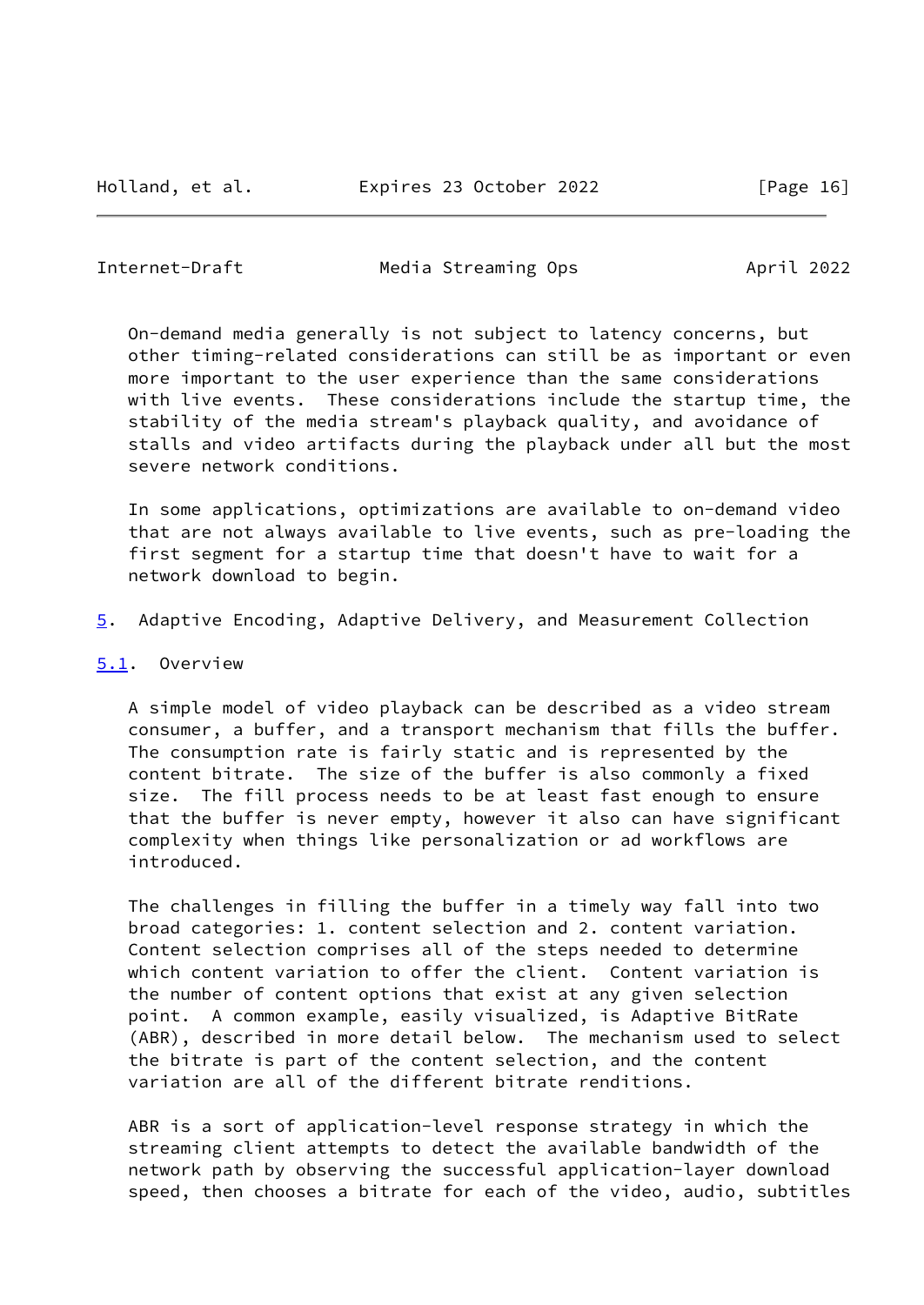On-demand media generally is not subject to latency concerns, but other timing-related considerations can still be as important or even more important to the user experience than the same considerations with live events. These considerations include the startup time, the stability of the media stream's playback quality, and avoidance of stalls and video artifacts during the playback under all but the most severe network conditions.

In some applications, optimizations are available to on-demand video that are not always available to live events, such as pre-loading the first segment for a startup time that doesn't have to wait for a network download to begin.

## 5. Adaptive Encoding, Adaptive Delivery, and Measurement Collection

### 5.1. Overview

A simple model of video playback can be described as a video stream consumer, a buffer, and a transport mechanism that fills the buffer. The consumption rate is fairly static and is represented by the content bitrate. The size of the buffer is also commonly a fixed size. The fill process needs to be at least fast enough to ensure that the buffer is never empty, however it also can have significant complexity when things like personalization or ad workflows are introduced.

The challenges in filling the buffer in a timely way fall into two broad categories: 1. content selection and 2. content variation. Content selection comprises all of the steps needed to determine which content variation to offer the client. Content variation is the number of content options that exist at any given selection point. A common example, easily visualized, is Adaptive BitRate (ABR), described in more detail below. The mechanism used to select the bitrate is part of the content selection, and the content variation are all of the different bitrate renditions.

ABR is a sort of application-level response strategy in which the streaming client attempts to detect the available bandwidth of the network path by observing the successful application-layer download speed, then chooses a bitrate for each of the video, audio, subtitles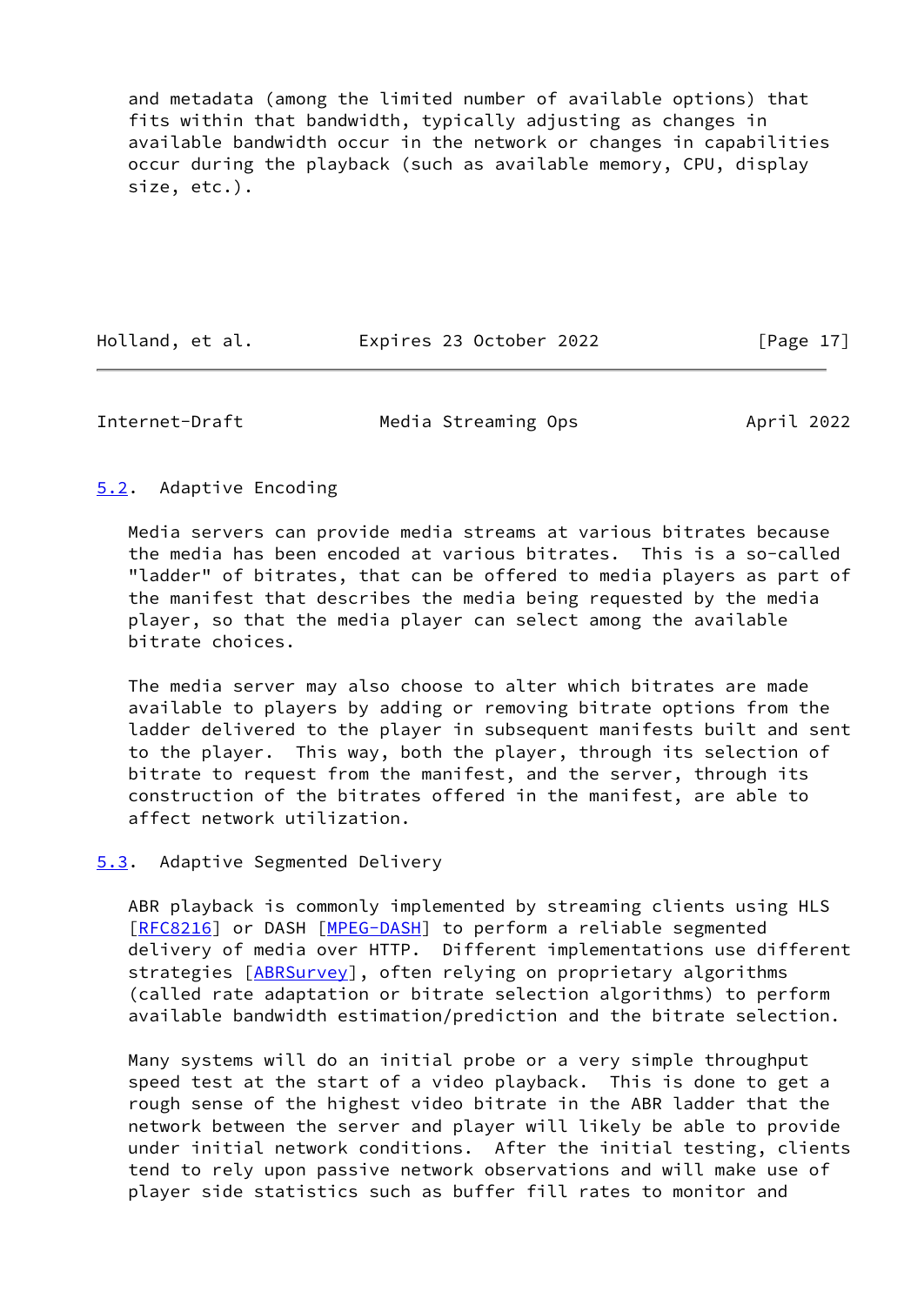and metadata (among the limited number of available options) that fits within that bandwidth, typically adjusting as changes in available bandwidth occur in the network or changes in capabilities occur during the playback (such as available memory, CPU, display size, etc.).

## 5.2. Adaptive Encoding

Media servers can provide media streams at various bitrates because the media has been encoded at various bitrates. This is a so-called "ladder" of bitrates, that can be offered to media players as part of the manifest that describes the media being requested by the media player, so that the media player can select among the available bitrate choices.

The media server may also choose to alter which bitrates are made available to players by adding or removing bitrate options from the ladder delivered to the player in subsequent manifests built and sent to the player. This way, both the player, through its selection of bitrate to request from the manifest, and the server, through its construction of the bitrates offered in the manifest, are able to affect network utilization.

## 5.3. Adaptive Segmented Delivery

ABR playback is commonly implemented by streaming clients using HLS [RFC8216] or DASH [MPEG-DASH] to perform a reliable segmented delivery of media over HTTP. Different implementations use different strategies [ABRSurvey], often relying on proprietary algorithms (called rate adaptation or bitrate selection algorithms) to perform available bandwidth estimation/prediction and the bitrate selection.

Many systems will do an initial probe or a very simple throughput speed test at the start of a video playback. This is done to get a rough sense of the highest video bitrate in the ABR ladder that the network between the server and player will likely be able to provide under initial network conditions. After the initial testing, clients tend to rely upon passive network observations and will make use of player side statistics such as buffer fill rates to monitor and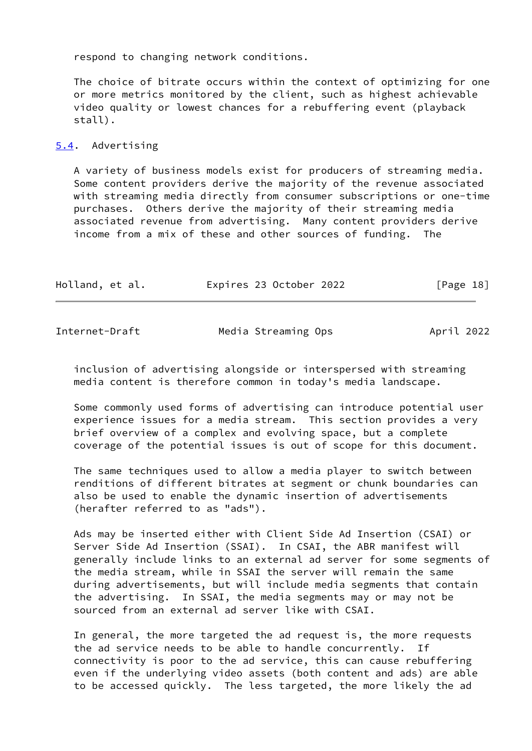respond to changing network conditions.

The choice of bitrate occurs within the context of optimizing for one or more metrics monitored by the client, such as highest achievable video quality or lowest chances for a rebuffering event (playback stall).

### 5.4. Advertising

A variety of business models exist for producers of streaming media. Some content providers derive the majority of the revenue associated with streaming media directly from consumer subscriptions or one-time purchases. Others derive the majority of their streaming media associated revenue from advertising. Many content providers derive income from a mix of these and other sources of funding. The inclusion of advertising alongside or interspersed with streaming media content is therefore common in today's media landscape.

Some commonly used forms of advertising can introduce potential user experience issues for a media stream. This section provides a very brief overview of a complex and evolving space, but a complete coverage of the potential issues is out of scope for this document.

The same techniques used to allow a media player to switch between renditions of different bitrates at segment or chunk boundaries can also be used to enable the dynamic insertion of advertisements (herafter referred to as "ads").

Ads may be inserted either with Client Side Ad Insertion (CSAI) or Server Side Ad Insertion (SSAI). In CSAI, the ABR manifest will generally include links to an external ad server for some segments of the media stream, while in SSAI the server will remain the same during advertisements, but will include media segments that contain the advertising. In SSAI, the media segments may or may not be sourced from an external ad server like with CSAI.

In general, the more targeted the ad request is, the more requests the ad service needs to be able to handle concurrently. If connectivity is poor to the ad service, this can cause rebuffering even if the underlying video assets (both content and ads) are able to be accessed quickly. The less targeted, the more likely the ad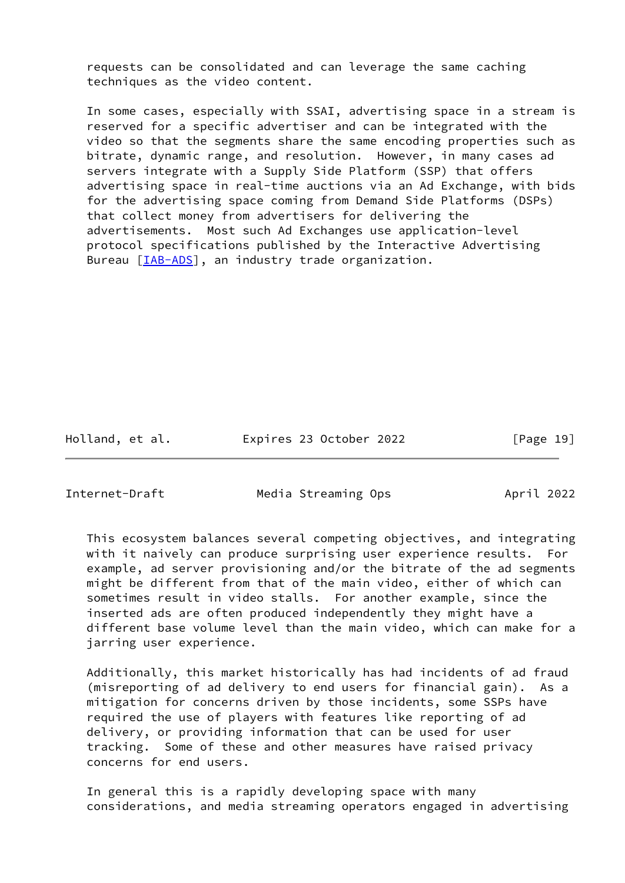requests can be consolidated and can leverage the same caching techniques as the video content.

In some cases, especially with SSAI, advertising space in a stream is reserved for a specific advertiser and can be integrated with the video so that the segments share the same encoding properties such as bitrate, dynamic range, and resolution. However, in many cases ad servers integrate with a Supply Side Platform (SSP) that offers advertising space in real-time auctions via an Ad Exchange, with bids for the advertising space coming from Demand Side Platforms (DSPs) that collect money from advertisers for delivering the advertisements. Most such Ad Exchanges use application-level protocol specifications published by the Interactive Advertising Bureau [IAB-ADS], an industry trade organization.

This ecosystem balances several competing objectives, and integrating with it naively can produce surprising user experience results. For example, ad server provisioning and/or the bitrate of the ad segments might be different from that of the main video, either of which can sometimes result in video stalls. For another example, since the inserted ads are often produced independently they might have a different base volume level than the main video, which can make for a jarring user experience.

Additionally, this market historically has had incidents of ad fraud (misreporting of ad delivery to end users for financial gain). As a mitigation for concerns driven by those incidents, some SSPs have required the use of players with features like reporting of ad delivery, or providing information that can be used for user tracking. Some of these and other measures have raised privacy concerns for end users.

In general this is a rapidly developing space with many considerations, and media streaming operators engaged in advertising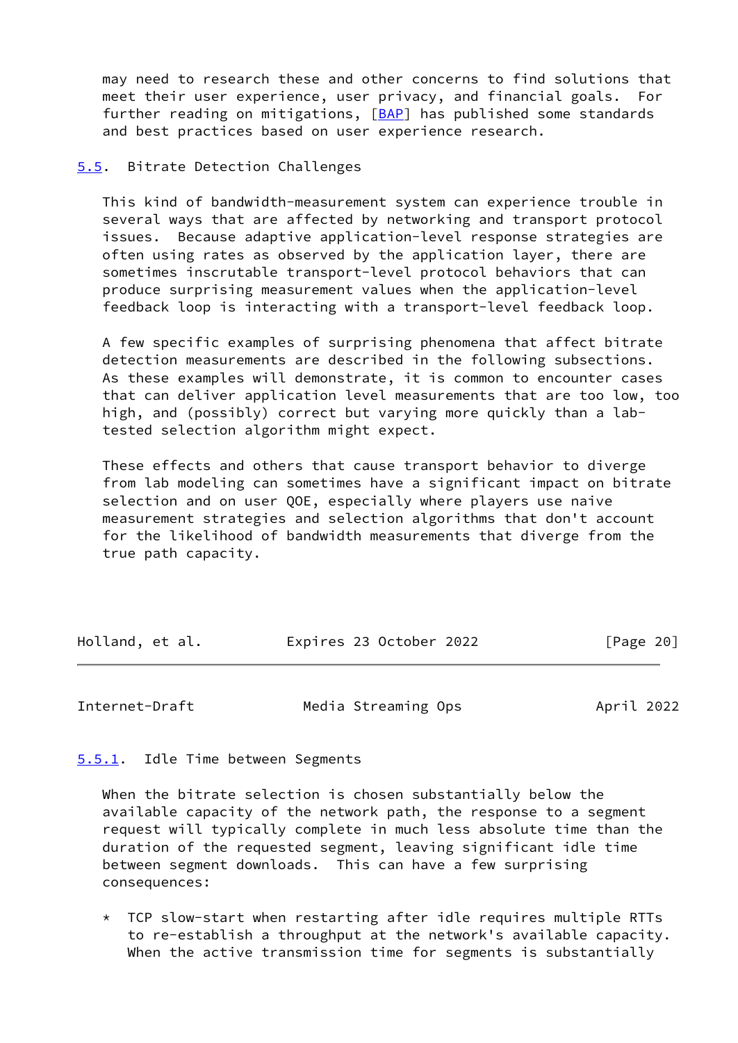may need to research these and other concerns to find solutions that meet their user experience, user privacy, and financial goals. For further reading on mitigations, [BAP] has published some standards and best practices based on user experience research.

### 5.5. Bitrate Detection Challenges

This kind of bandwidth-measurement system can experience trouble in several ways that are affected by networking and transport protocol issues. Because adaptive application-level response strategies are often using rates as observed by the application layer, there are sometimes inscrutable transport-level protocol behaviors that can produce surprising measurement values when the application-level feedback loop is interacting with a transport-level feedback loop.

A few specific examples of surprising phenomena that affect bitrate detection measurements are described in the following subsections. As these examples will demonstrate, it is common to encounter cases that can deliver application level measurements that are too low, too high, and (possibly) correct but varying more quickly than a lab-tested selection algorithm might expect.

These effects and others that cause transport behavior to diverge from lab modeling can sometimes have a significant impact on bitrate selection and on user QOE, especially where players use naive measurement strategies and selection algorithms that don't account for the likelihood of bandwidth measurements that diverge from the true path capacity.

#### 5.5.1. Idle Time between Segments

When the bitrate selection is chosen substantially below the available capacity of the network path, the response to a segment request will typically complete in much less absolute time than the duration of the requested segment, leaving significant idle time between segment downloads. This can have a few surprising consequences:

* TCP slow-start when restarting after idle requires multiple RTTs to re-establish a throughput at the network's available capacity. When the active transmission time for segments is substantially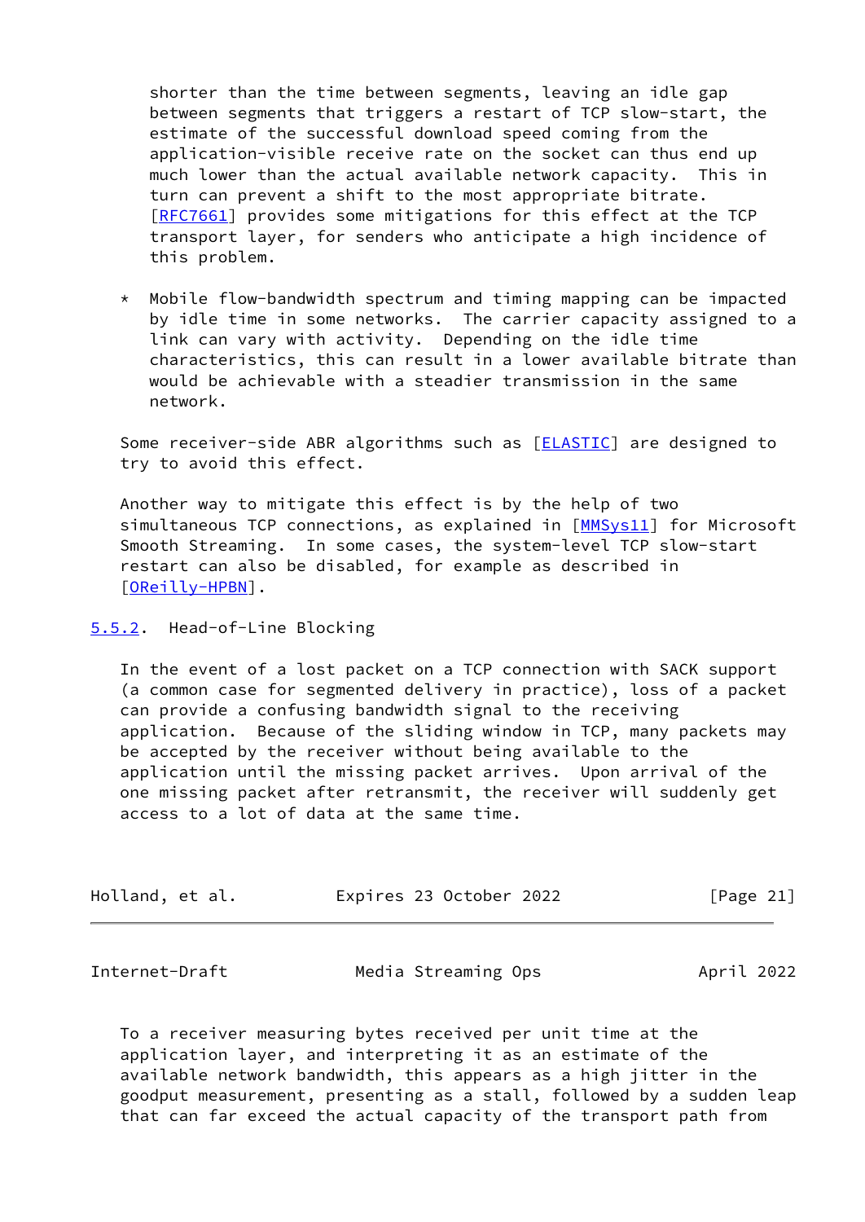shorter than the time between segments, leaving an idle gap between segments that triggers a restart of TCP slow-start, the estimate of the successful download speed coming from the application-visible receive rate on the socket can thus end up much lower than the actual available network capacity. This in turn can prevent a shift to the most appropriate bitrate. [RFC7661] provides some mitigations for this effect at the TCP transport layer, for senders who anticipate a high incidence of this problem.

* Mobile flow-bandwidth spectrum and timing mapping can be impacted by idle time in some networks. The carrier capacity assigned to a link can vary with activity. Depending on the idle time characteristics, this can result in a lower available bitrate than would be achievable with a steadier transmission in the same network.

Some receiver-side ABR algorithms such as [ELASTIC] are designed to try to avoid this effect.

Another way to mitigate this effect is by the help of two simultaneous TCP connections, as explained in [MMSys11] for Microsoft Smooth Streaming. In some cases, the system-level TCP slow-start restart can also be disabled, for example as described in [OReilly-HPBN].

### 5.5.2. Head-of-Line Blocking

In the event of a lost packet on a TCP connection with SACK support (a common case for segmented delivery in practice), loss of a packet can provide a confusing bandwidth signal to the receiving application. Because of the sliding window in TCP, many packets may be accepted by the receiver without being available to the application until the missing packet arrives. Upon arrival of the one missing packet after retransmit, the receiver will suddenly get access to a lot of data at the same time.

To a receiver measuring bytes received per unit time at the application layer, and interpreting it as an estimate of the available network bandwidth, this appears as a high jitter in the goodput measurement, presenting as a stall, followed by a sudden leap that can far exceed the actual capacity of the transport path from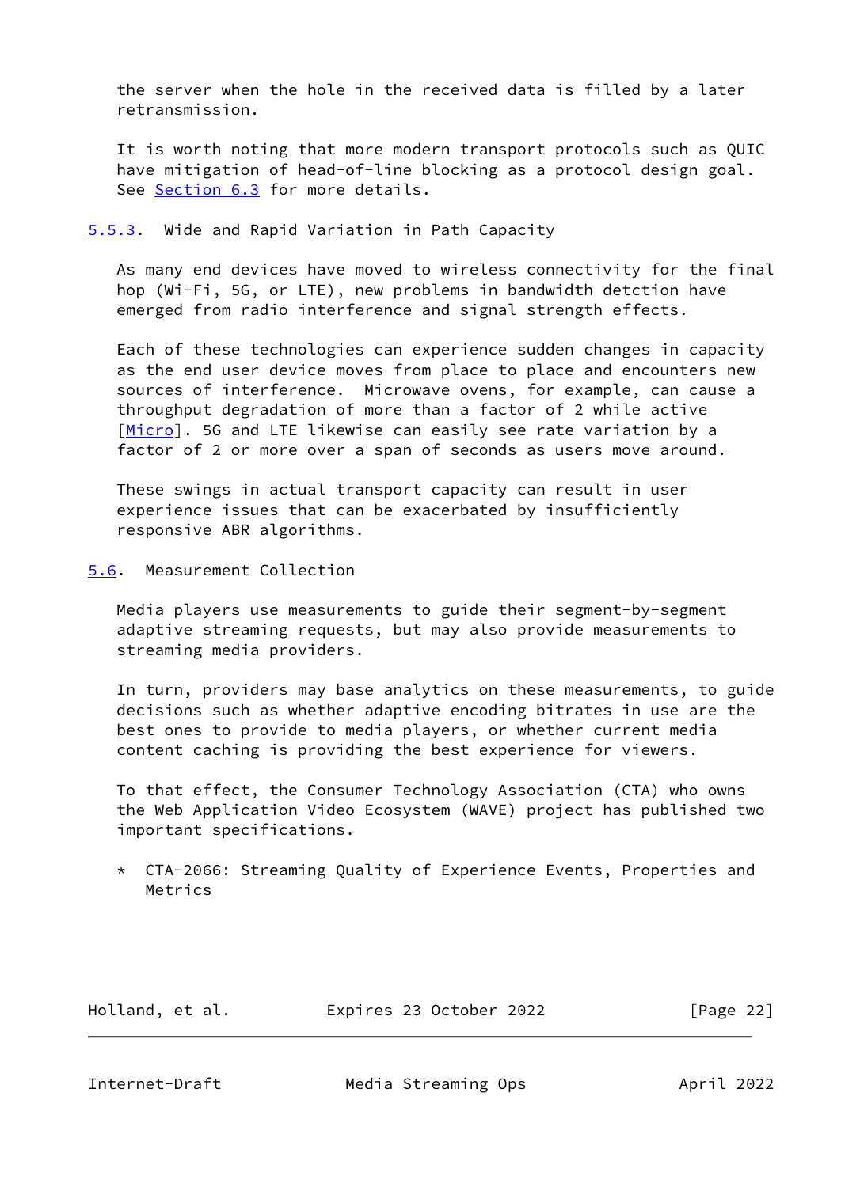the server when the hole in the received data is filled by a later retransmission.

It is worth noting that more modern transport protocols such as QUIC have mitigation of head-of-line blocking as a protocol design goal. See Section 6.3 for more details.

### 5.5.3. Wide and Rapid Variation in Path Capacity

As many end devices have moved to wireless connectivity for the final hop (Wi-Fi, 5G, or LTE), new problems in bandwidth detction have emerged from radio interference and signal strength effects.

Each of these technologies can experience sudden changes in capacity as the end user device moves from place to place and encounters new sources of interference. Microwave ovens, for example, can cause a throughput degradation of more than a factor of 2 while active [Micro]. 5G and LTE likewise can easily see rate variation by a factor of 2 or more over a span of seconds as users move around.

These swings in actual transport capacity can result in user experience issues that can be exacerbated by insufficiently responsive ABR algorithms.

## 5.6. Measurement Collection

Media players use measurements to guide their segment-by-segment adaptive streaming requests, but may also provide measurements to streaming media providers.

In turn, providers may base analytics on these measurements, to guide decisions such as whether adaptive encoding bitrates in use are the best ones to provide to media players, or whether current media content caching is providing the best experience for viewers.

To that effect, the Consumer Technology Association (CTA) who owns the Web Application Video Ecosystem (WAVE) project has published two important specifications.

* CTA-2066: Streaming Quality of Experience Events, Properties and Metrics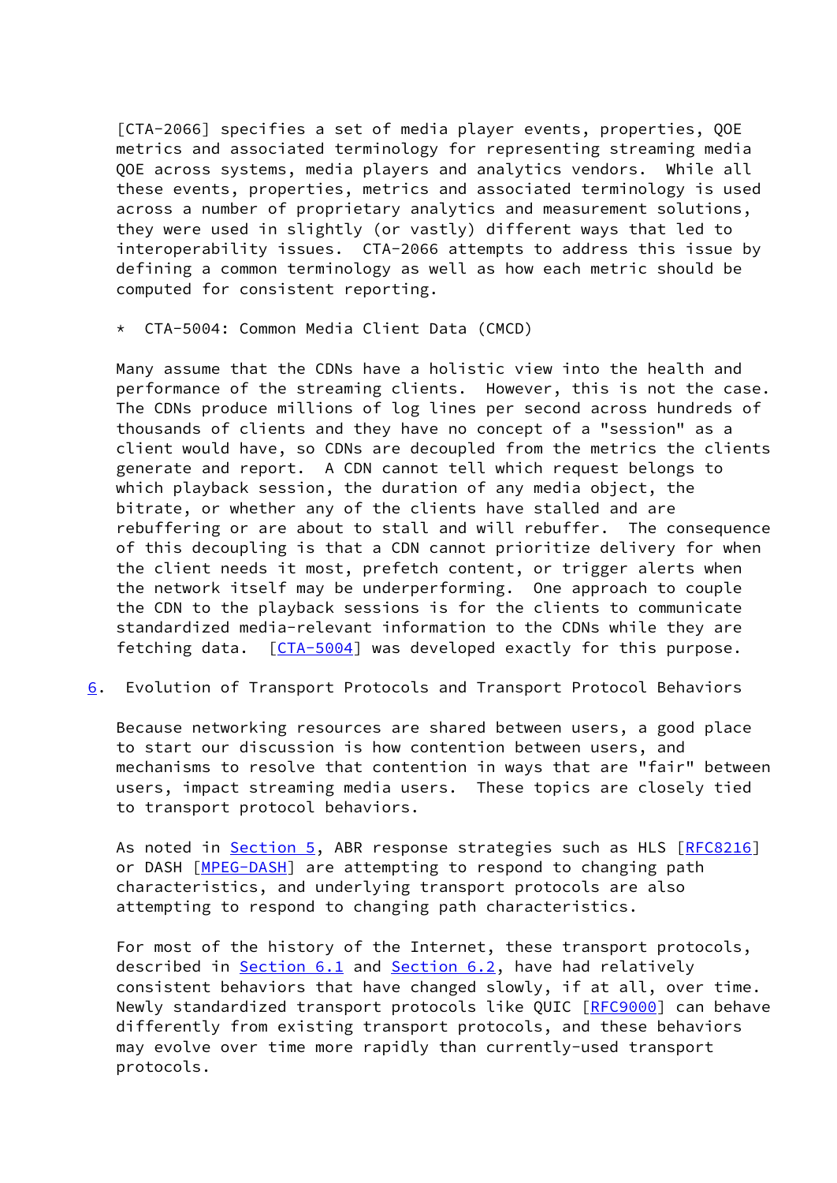[CTA-2066] specifies a set of media player events, properties, QOE metrics and associated terminology for representing streaming media QOE across systems, media players and analytics vendors. While all these events, properties, metrics and associated terminology is used across a number of proprietary analytics and measurement solutions, they were used in slightly (or vastly) different ways that led to interoperability issues. CTA-2066 attempts to address this issue by defining a common terminology as well as how each metric should be computed for consistent reporting.

* CTA-5004: Common Media Client Data (CMCD)

Many assume that the CDNs have a holistic view into the health and performance of the streaming clients. However, this is not the case. The CDNs produce millions of log lines per second across hundreds of thousands of clients and they have no concept of a "session" as a client would have, so CDNs are decoupled from the metrics the clients generate and report. A CDN cannot tell which request belongs to which playback session, the duration of any media object, the bitrate, or whether any of the clients have stalled and are rebuffering or are about to stall and will rebuffer. The consequence of this decoupling is that a CDN cannot prioritize delivery for when the client needs it most, prefetch content, or trigger alerts when the network itself may be underperforming. One approach to couple the CDN to the playback sessions is for the clients to communicate standardized media-relevant information to the CDNs while they are fetching data. [CTA-5004] was developed exactly for this purpose.

## 6. Evolution of Transport Protocols and Transport Protocol Behaviors

Because networking resources are shared between users, a good place to start our discussion is how contention between users, and mechanisms to resolve that contention in ways that are "fair" between users, impact streaming media users. These topics are closely tied to transport protocol behaviors.

As noted in Section 5, ABR response strategies such as HLS [RFC8216] or DASH [MPEG-DASH] are attempting to respond to changing path characteristics, and underlying transport protocols are also attempting to respond to changing path characteristics.

For most of the history of the Internet, these transport protocols, described in Section 6.1 and Section 6.2, have had relatively consistent behaviors that have changed slowly, if at all, over time. Newly standardized transport protocols like QUIC [RFC9000] can behave differently from existing transport protocols, and these behaviors may evolve over time more rapidly than currently-used transport protocols.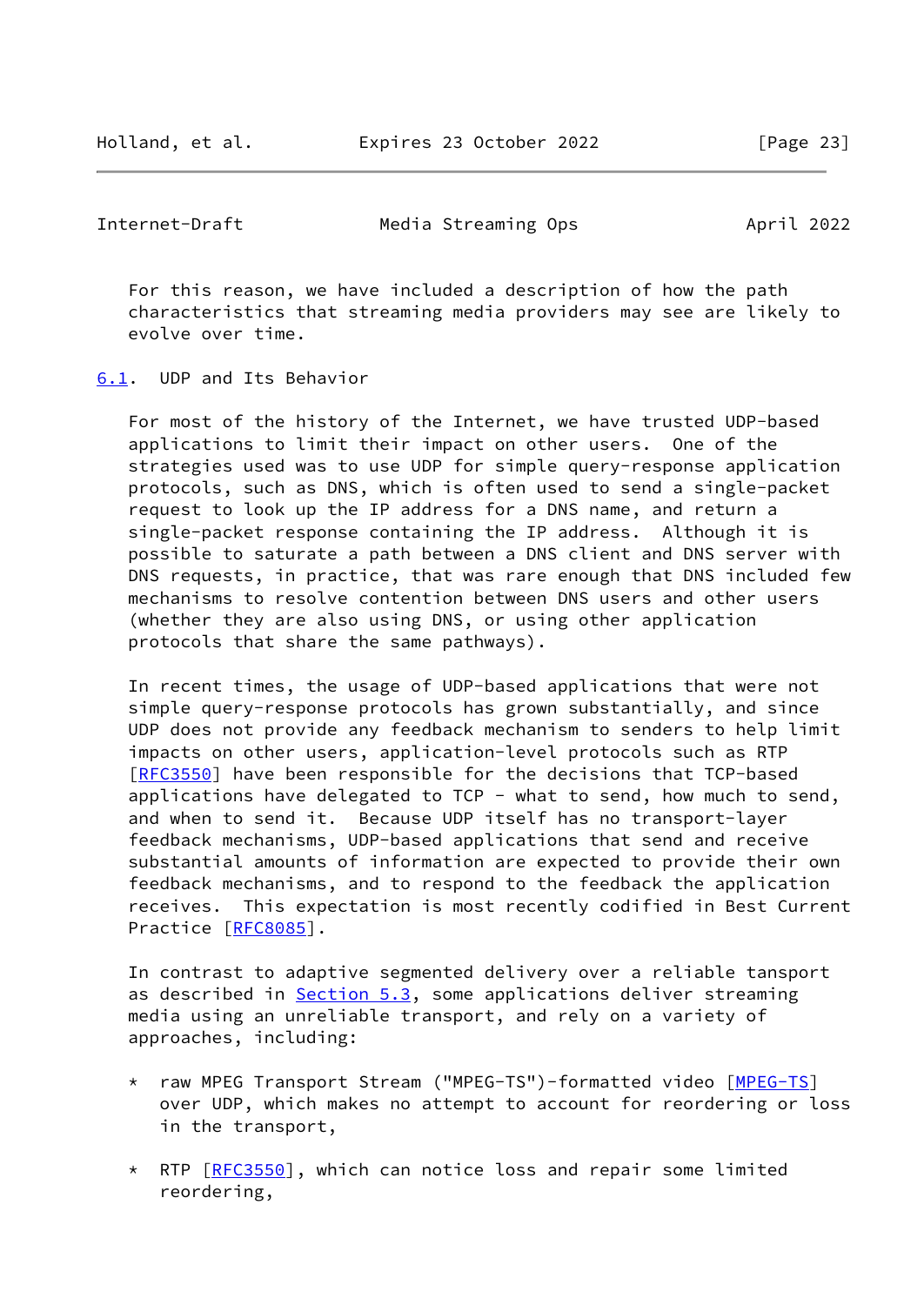For this reason, we have included a description of how the path characteristics that streaming media providers may see are likely to evolve over time.

## 6.1. UDP and Its Behavior

For most of the history of the Internet, we have trusted UDP-based applications to limit their impact on other users. One of the strategies used was to use UDP for simple query-response application protocols, such as DNS, which is often used to send a single-packet request to look up the IP address for a DNS name, and return a single-packet response containing the IP address. Although it is possible to saturate a path between a DNS client and DNS server with DNS requests, in practice, that was rare enough that DNS included few mechanisms to resolve contention between DNS users and other users (whether they are also using DNS, or using other application protocols that share the same pathways).

In recent times, the usage of UDP-based applications that were not simple query-response protocols has grown substantially, and since UDP does not provide any feedback mechanism to senders to help limit impacts on other users, application-level protocols such as RTP [RFC3550] have been responsible for the decisions that TCP-based applications have delegated to TCP - what to send, how much to send, and when to send it. Because UDP itself has no transport-layer feedback mechanisms, UDP-based applications that send and receive substantial amounts of information are expected to provide their own feedback mechanisms, and to respond to the feedback the application receives. This expectation is most recently codified in Best Current Practice [RFC8085].

In contrast to adaptive segmented delivery over a reliable tansport as described in Section 5.3, some applications deliver streaming media using an unreliable transport, and rely on a variety of approaches, including:

* raw MPEG Transport Stream ("MPEG-TS")-formatted video [MPEG-TS] over UDP, which makes no attempt to account for reordering or loss in the transport,

* RTP [RFC3550], which can notice loss and repair some limited reordering,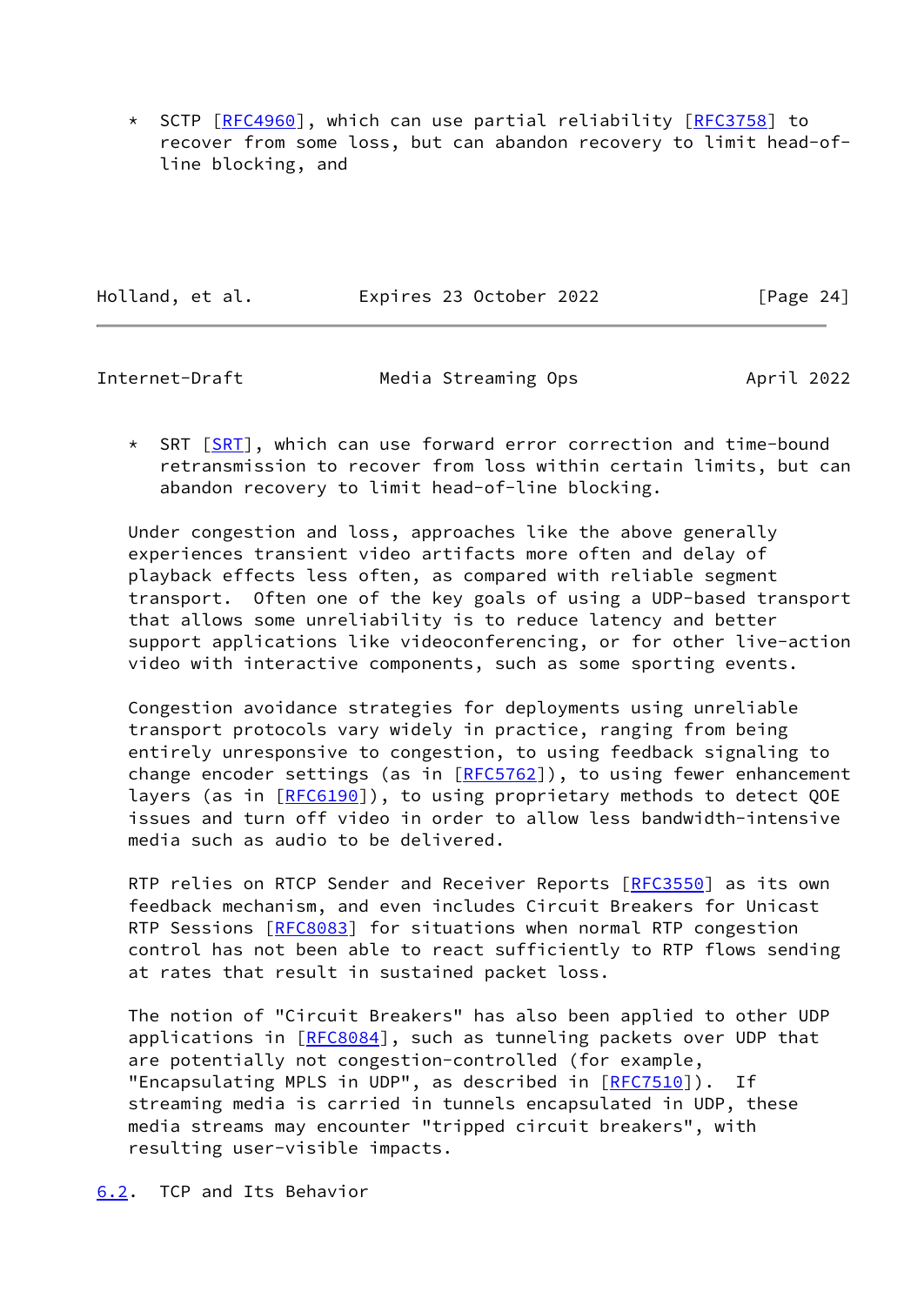* SCTP [RFC4960], which can use partial reliability [RFC3758] to recover from some loss, but can abandon recovery to limit head-of-line blocking, and

* SRT [SRT], which can use forward error correction and time-bound retransmission to recover from loss within certain limits, but can abandon recovery to limit head-of-line blocking.

Under congestion and loss, approaches like the above generally experiences transient video artifacts more often and delay of playback effects less often, as compared with reliable segment transport. Often one of the key goals of using a UDP-based transport that allows some unreliability is to reduce latency and better support applications like videoconferencing, or for other live-action video with interactive components, such as some sporting events.

Congestion avoidance strategies for deployments using unreliable transport protocols vary widely in practice, ranging from being entirely unresponsive to congestion, to using feedback signaling to change encoder settings (as in [RFC5762]), to using fewer enhancement layers (as in [RFC6190]), to using proprietary methods to detect QOE issues and turn off video in order to allow less bandwidth-intensive media such as audio to be delivered.

RTP relies on RTCP Sender and Receiver Reports [RFC3550] as its own feedback mechanism, and even includes Circuit Breakers for Unicast RTP Sessions [RFC8083] for situations when normal RTP congestion control has not been able to react sufficiently to RTP flows sending at rates that result in sustained packet loss.

The notion of "Circuit Breakers" has also been applied to other UDP applications in [RFC8084], such as tunneling packets over UDP that are potentially not congestion-controlled (for example, "Encapsulating MPLS in UDP", as described in [RFC7510]). If streaming media is carried in tunnels encapsulated in UDP, these media streams may encounter "tripped circuit breakers", with resulting user-visible impacts.

## 6.2. TCP and Its Behavior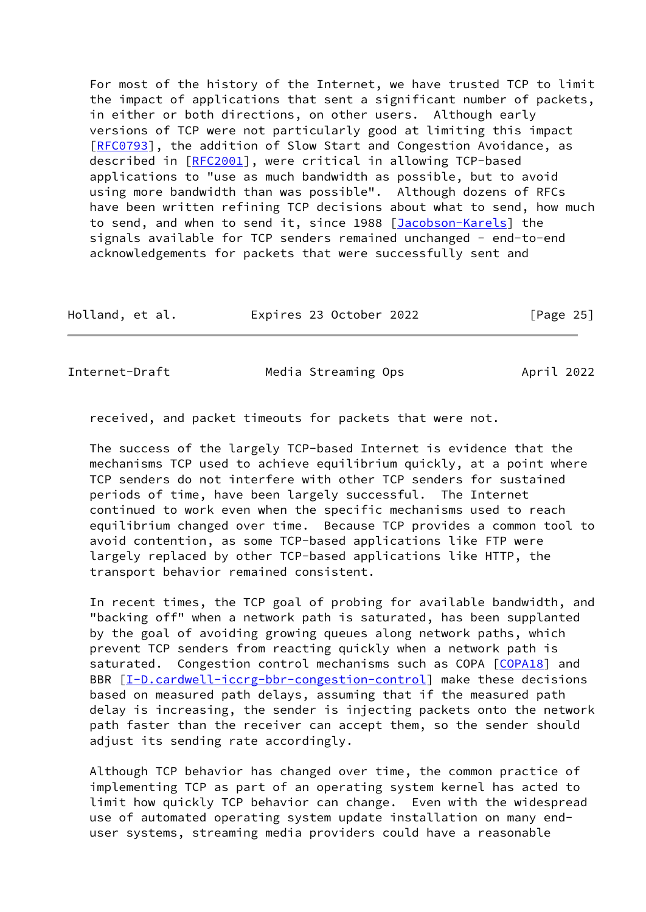For most of the history of the Internet, we have trusted TCP to limit the impact of applications that sent a significant number of packets, in either or both directions, on other users. Although early versions of TCP were not particularly good at limiting this impact [RFC0793], the addition of Slow Start and Congestion Avoidance, as described in [RFC2001], were critical in allowing TCP-based applications to "use as much bandwidth as possible, but to avoid using more bandwidth than was possible". Although dozens of RFCs have been written refining TCP decisions about what to send, how much to send, and when to send it, since 1988 [Jacobson-Karels] the signals available for TCP senders remained unchanged - end-to-end acknowledgements for packets that were successfully sent and received, and packet timeouts for packets that were not.

The success of the largely TCP-based Internet is evidence that the mechanisms TCP used to achieve equilibrium quickly, at a point where TCP senders do not interfere with other TCP senders for sustained periods of time, have been largely successful. The Internet continued to work even when the specific mechanisms used to reach equilibrium changed over time. Because TCP provides a common tool to avoid contention, as some TCP-based applications like FTP were largely replaced by other TCP-based applications like HTTP, the transport behavior remained consistent.

In recent times, the TCP goal of probing for available bandwidth, and "backing off" when a network path is saturated, has been supplanted by the goal of avoiding growing queues along network paths, which prevent TCP senders from reacting quickly when a network path is saturated. Congestion control mechanisms such as COPA [COPA18] and BBR [I-D.cardwell-iccrg-bbr-congestion-control] make these decisions based on measured path delays, assuming that if the measured path delay is increasing, the sender is injecting packets onto the network path faster than the receiver can accept them, so the sender should adjust its sending rate accordingly.

Although TCP behavior has changed over time, the common practice of implementing TCP as part of an operating system kernel has acted to limit how quickly TCP behavior can change. Even with the widespread use of automated operating system update installation on many end-user systems, streaming media providers could have a reasonable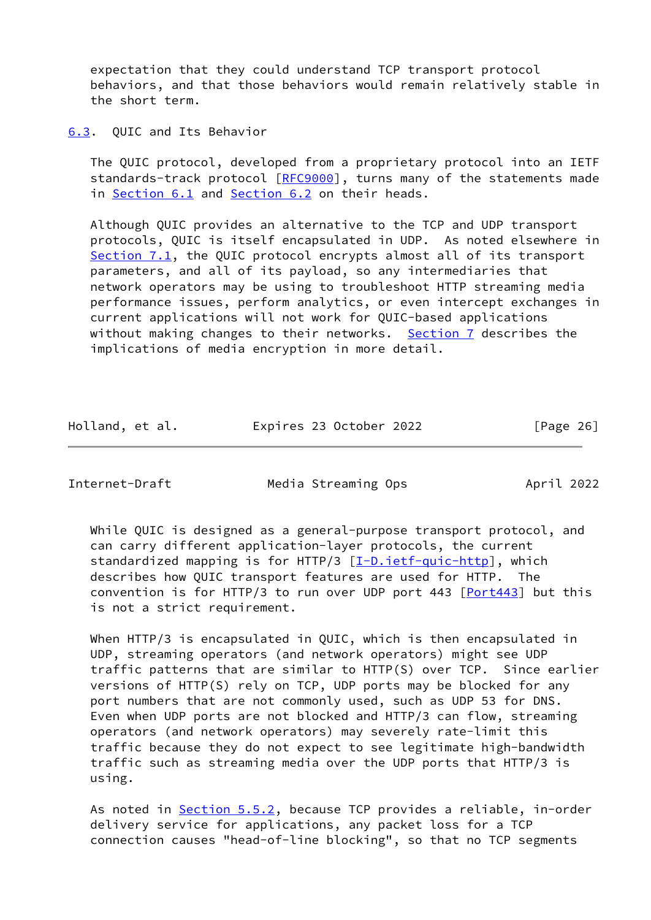expectation that they could understand TCP transport protocol behaviors, and that those behaviors would remain relatively stable in the short term.

### 6.3. QUIC and Its Behavior

The QUIC protocol, developed from a proprietary protocol into an IETF standards-track protocol [RFC9000], turns many of the statements made in Section 6.1 and Section 6.2 on their heads.

Although QUIC provides an alternative to the TCP and UDP transport protocols, QUIC is itself encapsulated in UDP. As noted elsewhere in Section 7.1, the QUIC protocol encrypts almost all of its transport parameters, and all of its payload, so any intermediaries that network operators may be using to troubleshoot HTTP streaming media performance issues, perform analytics, or even intercept exchanges in current applications will not work for QUIC-based applications without making changes to their networks. Section 7 describes the implications of media encryption in more detail.

While QUIC is designed as a general-purpose transport protocol, and can carry different application-layer protocols, the current standardized mapping is for HTTP/3 [I-D.ietf-quic-http], which describes how QUIC transport features are used for HTTP. The convention is for HTTP/3 to run over UDP port 443 [Port443] but this is not a strict requirement.

When HTTP/3 is encapsulated in QUIC, which is then encapsulated in UDP, streaming operators (and network operators) might see UDP traffic patterns that are similar to HTTP(S) over TCP. Since earlier versions of HTTP(S) rely on TCP, UDP ports may be blocked for any port numbers that are not commonly used, such as UDP 53 for DNS. Even when UDP ports are not blocked and HTTP/3 can flow, streaming operators (and network operators) may severely rate-limit this traffic because they do not expect to see legitimate high-bandwidth traffic such as streaming media over the UDP ports that HTTP/3 is using.

As noted in Section 5.5.2, because TCP provides a reliable, in-order delivery service for applications, any packet loss for a TCP connection causes "head-of-line blocking", so that no TCP segments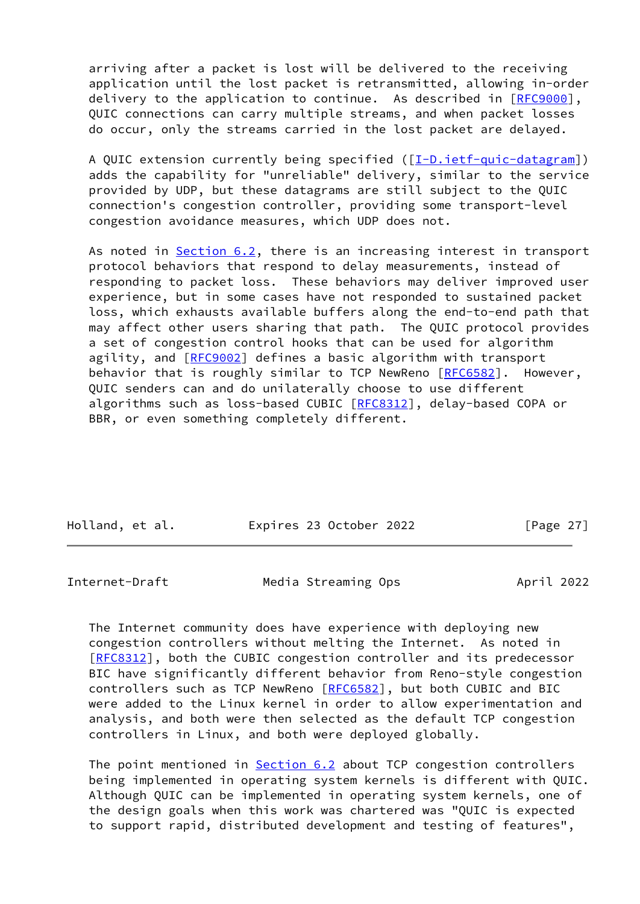arriving after a packet is lost will be delivered to the receiving application until the lost packet is retransmitted, allowing in-order delivery to the application to continue. As described in [RFC9000], QUIC connections can carry multiple streams, and when packet losses do occur, only the streams carried in the lost packet are delayed.

A QUIC extension currently being specified ([I-D.ietf-quic-datagram]) adds the capability for "unreliable" delivery, similar to the service provided by UDP, but these datagrams are still subject to the QUIC connection's congestion controller, providing some transport-level congestion avoidance measures, which UDP does not.

As noted in Section 6.2, there is an increasing interest in transport protocol behaviors that respond to delay measurements, instead of responding to packet loss. These behaviors may deliver improved user experience, but in some cases have not responded to sustained packet loss, which exhausts available buffers along the end-to-end path that may affect other users sharing that path. The QUIC protocol provides a set of congestion control hooks that can be used for algorithm agility, and [RFC9002] defines a basic algorithm with transport behavior that is roughly similar to TCP NewReno [RFC6582]. However, QUIC senders can and do unilaterally choose to use different algorithms such as loss-based CUBIC [RFC8312], delay-based COPA or BBR, or even something completely different.

The Internet community does have experience with deploying new congestion controllers without melting the Internet. As noted in [RFC8312], both the CUBIC congestion controller and its predecessor BIC have significantly different behavior from Reno-style congestion controllers such as TCP NewReno [RFC6582], but both CUBIC and BIC were added to the Linux kernel in order to allow experimentation and analysis, and both were then selected as the default TCP congestion controllers in Linux, and both were deployed globally.

The point mentioned in Section 6.2 about TCP congestion controllers being implemented in operating system kernels is different with QUIC. Although QUIC can be implemented in operating system kernels, one of the design goals when this work was chartered was "QUIC is expected to support rapid, distributed development and testing of features",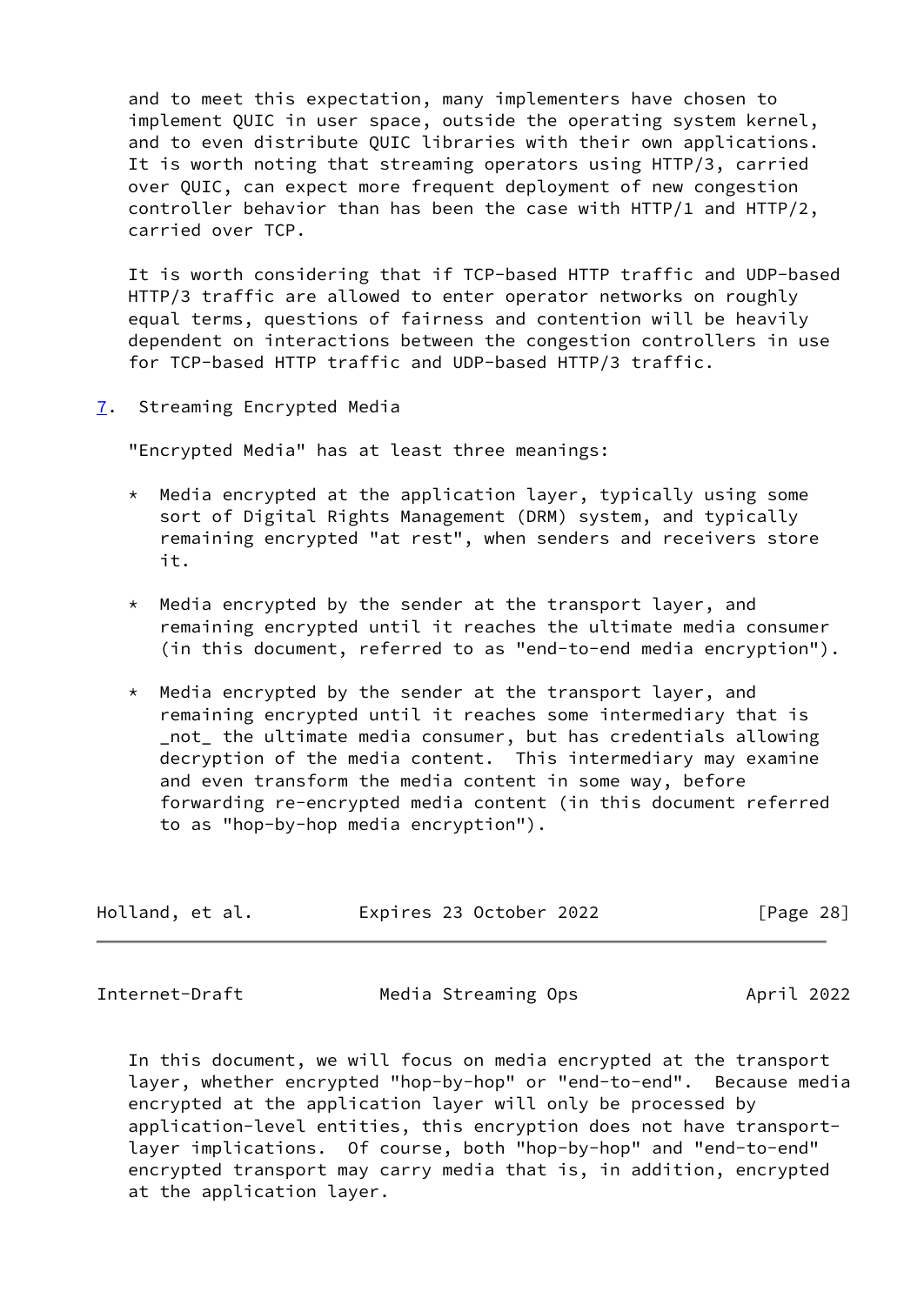and to meet this expectation, many implementers have chosen to implement QUIC in user space, outside the operating system kernel, and to even distribute QUIC libraries with their own applications. It is worth noting that streaming operators using HTTP/3, carried over QUIC, can expect more frequent deployment of new congestion controller behavior than has been the case with HTTP/1 and HTTP/2, carried over TCP.

It is worth considering that if TCP-based HTTP traffic and UDP-based HTTP/3 traffic are allowed to enter operator networks on roughly equal terms, questions of fairness and contention will be heavily dependent on interactions between the congestion controllers in use for TCP-based HTTP traffic and UDP-based HTTP/3 traffic.

## 7. Streaming Encrypted Media

"Encrypted Media" has at least three meanings:

* Media encrypted at the application layer, typically using some sort of Digital Rights Management (DRM) system, and typically remaining encrypted "at rest", when senders and receivers store it.

* Media encrypted by the sender at the transport layer, and remaining encrypted until it reaches the ultimate media consumer (in this document, referred to as "end-to-end media encryption").

* Media encrypted by the sender at the transport layer, and remaining encrypted until it reaches some intermediary that is _not_ the ultimate media consumer, but has credentials allowing decryption of the media content. This intermediary may examine and even transform the media content in some way, before forwarding re-encrypted media content (in this document referred to as "hop-by-hop media encryption").

In this document, we will focus on media encrypted at the transport layer, whether encrypted "hop-by-hop" or "end-to-end". Because media encrypted at the application layer will only be processed by application-level entities, this encryption does not have transport-layer implications. Of course, both "hop-by-hop" and "end-to-end" encrypted transport may carry media that is, in addition, encrypted at the application layer.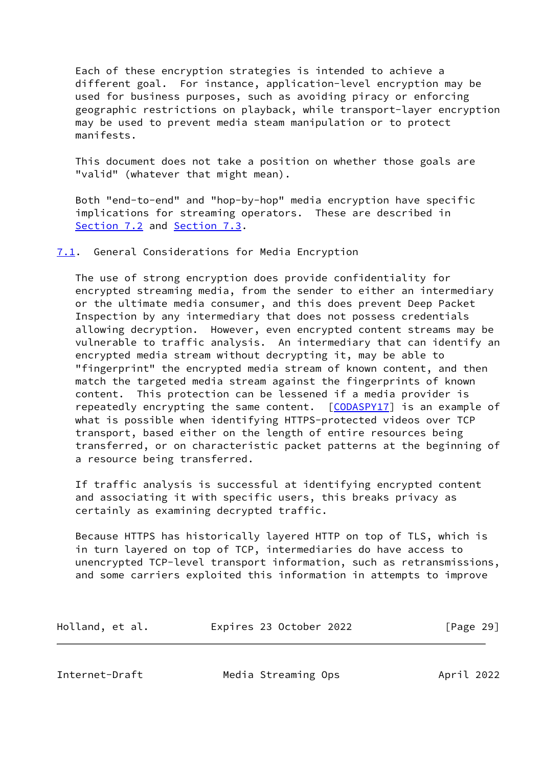Each of these encryption strategies is intended to achieve a different goal. For instance, application-level encryption may be used for business purposes, such as avoiding piracy or enforcing geographic restrictions on playback, while transport-layer encryption may be used to prevent media steam manipulation or to protect manifests.

This document does not take a position on whether those goals are "valid" (whatever that might mean).

Both "end-to-end" and "hop-by-hop" media encryption have specific implications for streaming operators. These are described in Section 7.2 and Section 7.3.

## 7.1. General Considerations for Media Encryption

The use of strong encryption does provide confidentiality for encrypted streaming media, from the sender to either an intermediary or the ultimate media consumer, and this does prevent Deep Packet Inspection by any intermediary that does not possess credentials allowing decryption. However, even encrypted content streams may be vulnerable to traffic analysis. An intermediary that can identify an encrypted media stream without decrypting it, may be able to "fingerprint" the encrypted media stream of known content, and then match the targeted media stream against the fingerprints of known content. This protection can be lessened if a media provider is repeatedly encrypting the same content. [CODASPY17] is an example of what is possible when identifying HTTPS-protected videos over TCP transport, based either on the length of entire resources being transferred, or on characteristic packet patterns at the beginning of a resource being transferred.

If traffic analysis is successful at identifying encrypted content and associating it with specific users, this breaks privacy as certainly as examining decrypted traffic.

Because HTTPS has historically layered HTTP on top of TLS, which is in turn layered on top of TCP, intermediaries do have access to unencrypted TCP-level transport information, such as retransmissions, and some carriers exploited this information in attempts to improve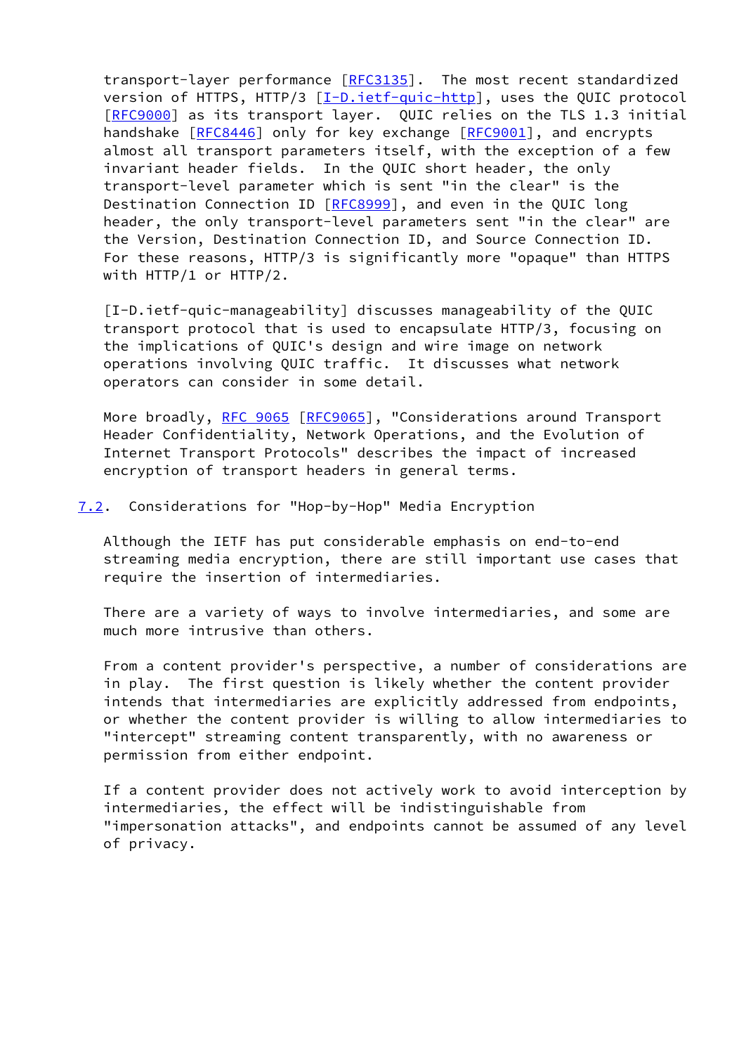transport-layer performance [RFC3135]. The most recent standardized version of HTTPS, HTTP/3 [I-D.ietf-quic-http], uses the QUIC protocol [RFC9000] as its transport layer. QUIC relies on the TLS 1.3 initial handshake [RFC8446] only for key exchange [RFC9001], and encrypts almost all transport parameters itself, with the exception of a few invariant header fields. In the QUIC short header, the only transport-level parameter which is sent "in the clear" is the Destination Connection ID [RFC8999], and even in the QUIC long header, the only transport-level parameters sent "in the clear" are the Version, Destination Connection ID, and Source Connection ID. For these reasons, HTTP/3 is significantly more "opaque" than HTTPS with HTTP/1 or HTTP/2.

[I-D.ietf-quic-manageability] discusses manageability of the QUIC transport protocol that is used to encapsulate HTTP/3, focusing on the implications of QUIC's design and wire image on network operations involving QUIC traffic. It discusses what network operators can consider in some detail.

More broadly, RFC 9065 [RFC9065], "Considerations around Transport Header Confidentiality, Network Operations, and the Evolution of Internet Transport Protocols" describes the impact of increased encryption of transport headers in general terms.

### 7.2. Considerations for "Hop-by-Hop" Media Encryption

Although the IETF has put considerable emphasis on end-to-end streaming media encryption, there are still important use cases that require the insertion of intermediaries.

There are a variety of ways to involve intermediaries, and some are much more intrusive than others.

From a content provider's perspective, a number of considerations are in play. The first question is likely whether the content provider intends that intermediaries are explicitly addressed from endpoints, or whether the content provider is willing to allow intermediaries to "intercept" streaming content transparently, with no awareness or permission from either endpoint.

If a content provider does not actively work to avoid interception by intermediaries, the effect will be indistinguishable from "impersonation attacks", and endpoints cannot be assumed of any level of privacy.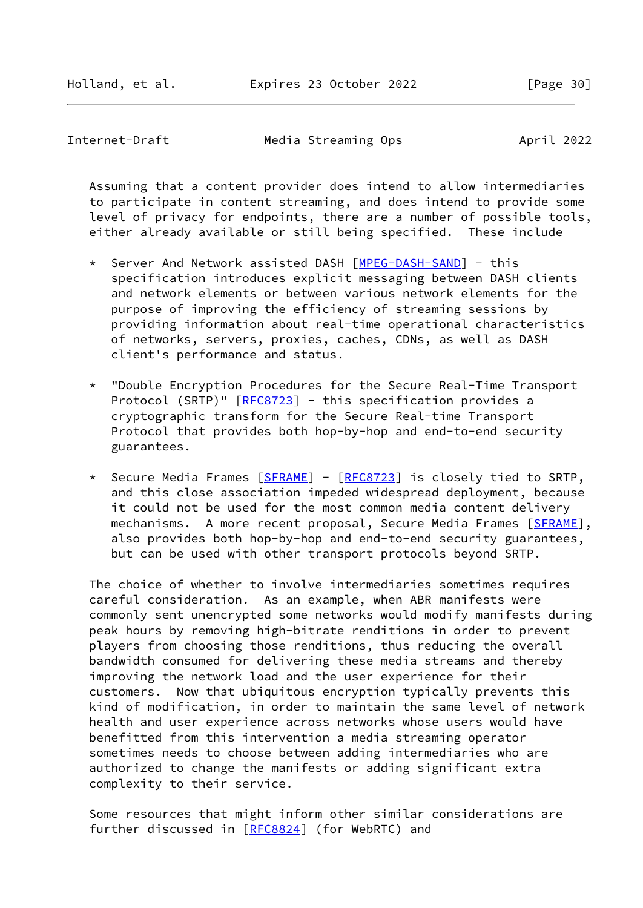Assuming that a content provider does intend to allow intermediaries to participate in content streaming, and does intend to provide some level of privacy for endpoints, there are a number of possible tools, either already available or still being specified. These include

* Server And Network assisted DASH [MPEG-DASH-SAND] - this specification introduces explicit messaging between DASH clients and network elements or between various network elements for the purpose of improving the efficiency of streaming sessions by providing information about real-time operational characteristics of networks, servers, proxies, caches, CDNs, as well as DASH client's performance and status.

* "Double Encryption Procedures for the Secure Real-Time Transport Protocol (SRTP)" [RFC8723] - this specification provides a cryptographic transform for the Secure Real-time Transport Protocol that provides both hop-by-hop and end-to-end security guarantees.

* Secure Media Frames [SFRAME] - [RFC8723] is closely tied to SRTP, and this close association impeded widespread deployment, because it could not be used for the most common media content delivery mechanisms. A more recent proposal, Secure Media Frames [SFRAME], also provides both hop-by-hop and end-to-end security guarantees, but can be used with other transport protocols beyond SRTP.

The choice of whether to involve intermediaries sometimes requires careful consideration. As an example, when ABR manifests were commonly sent unencrypted some networks would modify manifests during peak hours by removing high-bitrate renditions in order to prevent players from choosing those renditions, thus reducing the overall bandwidth consumed for delivering these media streams and thereby improving the network load and the user experience for their customers. Now that ubiquitous encryption typically prevents this kind of modification, in order to maintain the same level of network health and user experience across networks whose users would have benefitted from this intervention a media streaming operator sometimes needs to choose between adding intermediaries who are authorized to change the manifests or adding significant extra complexity to their service.

Some resources that might inform other similar considerations are further discussed in [RFC8824] (for WebRTC) and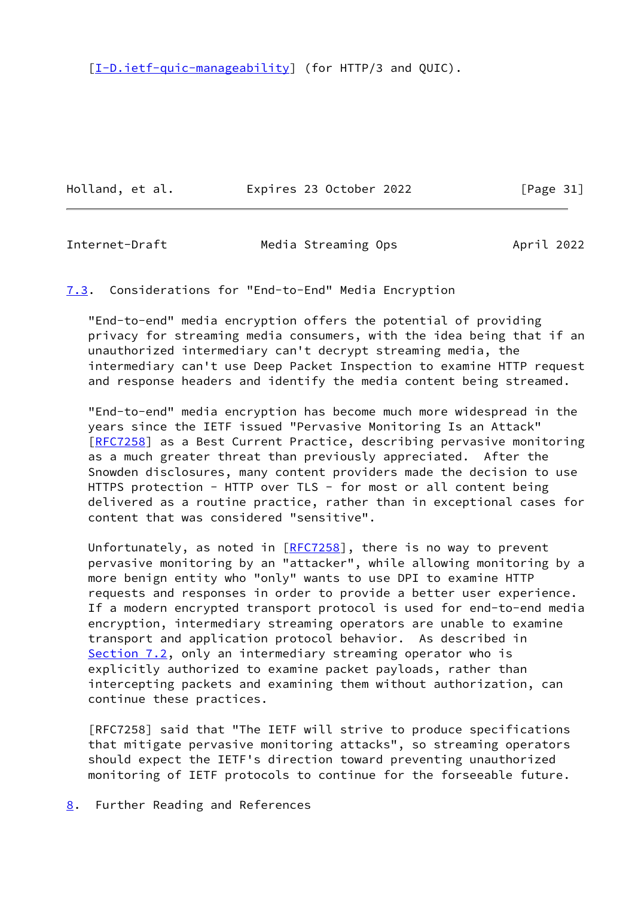[I-D.ietf-quic-manageability] (for HTTP/3 and QUIC).

### 7.3. Considerations for "End-to-End" Media Encryption

"End-to-end" media encryption offers the potential of providing privacy for streaming media consumers, with the idea being that if an unauthorized intermediary can't decrypt streaming media, the intermediary can't use Deep Packet Inspection to examine HTTP request and response headers and identify the media content being streamed.

"End-to-end" media encryption has become much more widespread in the years since the IETF issued "Pervasive Monitoring Is an Attack" [RFC7258] as a Best Current Practice, describing pervasive monitoring as a much greater threat than previously appreciated. After the Snowden disclosures, many content providers made the decision to use HTTPS protection - HTTP over TLS - for most or all content being delivered as a routine practice, rather than in exceptional cases for content that was considered "sensitive".

Unfortunately, as noted in [RFC7258], there is no way to prevent pervasive monitoring by an "attacker", while allowing monitoring by a more benign entity who "only" wants to use DPI to examine HTTP requests and responses in order to provide a better user experience. If a modern encrypted transport protocol is used for end-to-end media encryption, intermediary streaming operators are unable to examine transport and application protocol behavior. As described in Section 7.2, only an intermediary streaming operator who is explicitly authorized to examine packet payloads, rather than intercepting packets and examining them without authorization, can continue these practices.

[RFC7258] said that "The IETF will strive to produce specifications that mitigate pervasive monitoring attacks", so streaming operators should expect the IETF's direction toward preventing unauthorized monitoring of IETF protocols to continue for the forseeable future.

## 8. Further Reading and References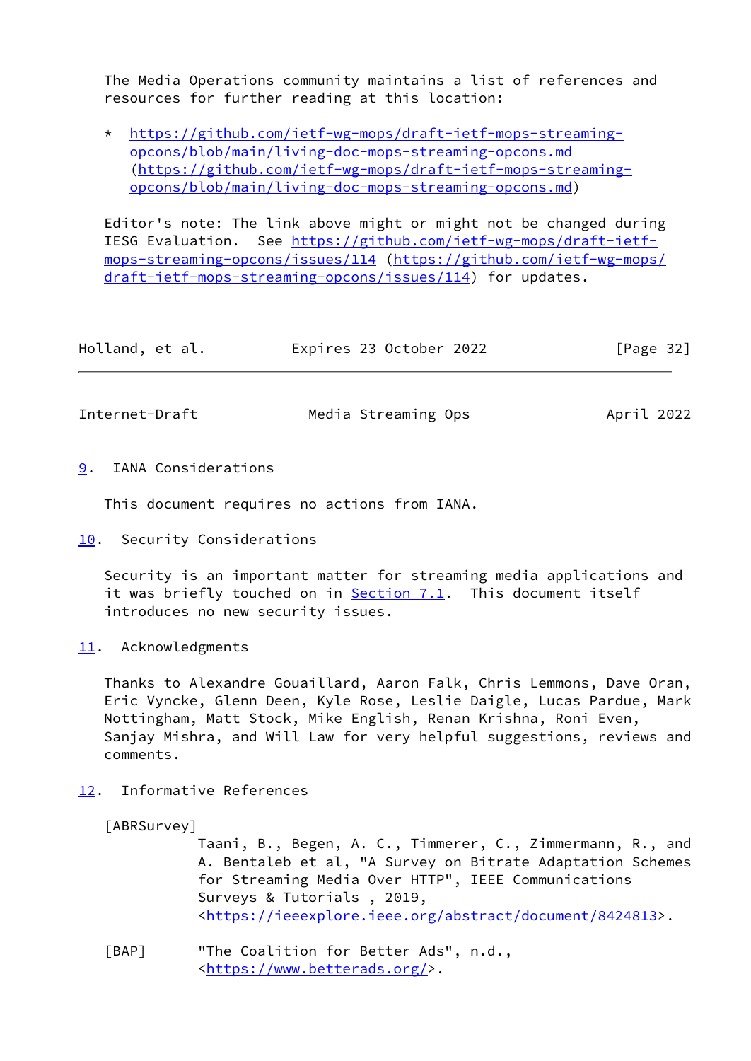The Media Operations community maintains a list of references and resources for further reading at this location:

* https://github.com/ietf-wg-mops/draft-ietf-mops-streaming-opcons/blob/main/living-doc-mops-streaming-opcons.md (https://github.com/ietf-wg-mops/draft-ietf-mops-streaming-opcons/blob/main/living-doc-mops-streaming-opcons.md)

Editor's note: The link above might or might not be changed during IESG Evaluation. See https://github.com/ietf-wg-mops/draft-ietf-mops-streaming-opcons/issues/114 (https://github.com/ietf-wg-mops/draft-ietf-mops-streaming-opcons/issues/114) for updates.

## 9. IANA Considerations

This document requires no actions from IANA.

## 10. Security Considerations

Security is an important matter for streaming media applications and it was briefly touched on in Section 7.1. This document itself introduces no new security issues.

## 11. Acknowledgments

Thanks to Alexandre Gouaillard, Aaron Falk, Chris Lemmons, Dave Oran, Eric Vyncke, Glenn Deen, Kyle Rose, Leslie Daigle, Lucas Pardue, Mark Nottingham, Matt Stock, Mike English, Renan Krishna, Roni Even, Sanjay Mishra, and Will Law for very helpful suggestions, reviews and comments.

## 12. Informative References

[ABRSurvey]
Taani, B., Begen, A. C., Timmerer, C., Zimmermann, R., and A. Bentaleb et al, "A Survey on Bitrate Adaptation Schemes for Streaming Media Over HTTP", IEEE Communications Surveys & Tutorials , 2019, <https://ieeexplore.ieee.org/abstract/document/8424813>.

[BAP]
"The Coalition for Better Ads", n.d., <https://www.betterads.org/>.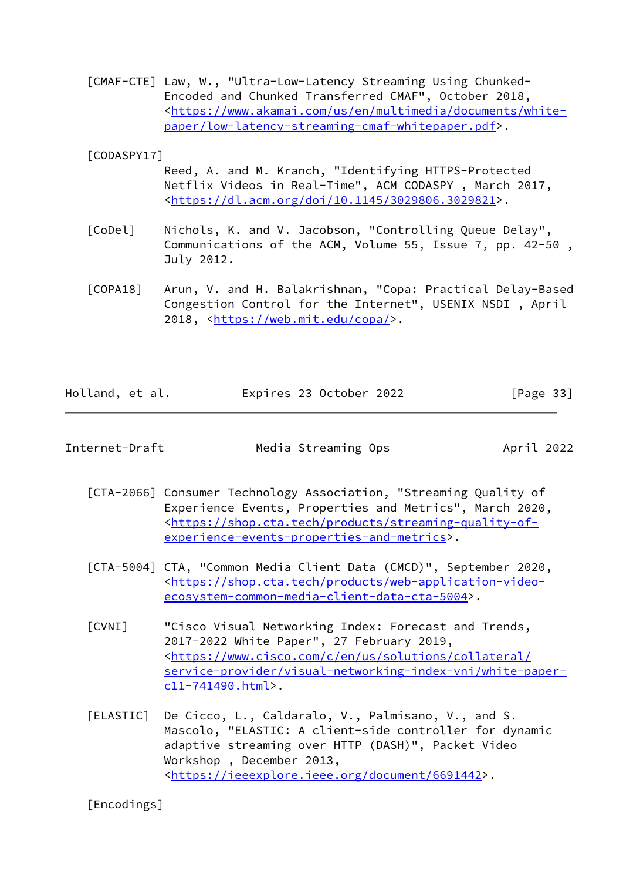[CMAF-CTE] Law, W., "Ultra-Low-Latency Streaming Using Chunked-Encoded and Chunked Transferred CMAF", October 2018, <https://www.akamai.com/us/en/multimedia/documents/white-paper/low-latency-streaming-cmaf-whitepaper.pdf>.

[CODASPY17] Reed, A. and M. Kranch, "Identifying HTTPS-Protected Netflix Videos in Real-Time", ACM CODASPY , March 2017, <https://dl.acm.org/doi/10.1145/3029806.3029821>.

[CoDel] Nichols, K. and V. Jacobson, "Controlling Queue Delay", Communications of the ACM, Volume 55, Issue 7, pp. 42-50 , July 2012.

[COPA18] Arun, V. and H. Balakrishnan, "Copa: Practical Delay-Based Congestion Control for the Internet", USENIX NSDI , April 2018, <https://web.mit.edu/copa/>.

[CTA-2066] Consumer Technology Association, "Streaming Quality of Experience Events, Properties and Metrics", March 2020, <https://shop.cta.tech/products/streaming-quality-of-experience-events-properties-and-metrics>.

[CTA-5004] CTA, "Common Media Client Data (CMCD)", September 2020, <https://shop.cta.tech/products/web-application-video-ecosystem-common-media-client-data-cta-5004>.

[CVNI] "Cisco Visual Networking Index: Forecast and Trends, 2017-2022 White Paper", 27 February 2019, <https://www.cisco.com/c/en/us/solutions/collateral/service-provider/visual-networking-index-vni/white-paper-c11-741490.html>.

[ELASTIC] De Cicco, L., Caldaralo, V., Palmisano, V., and S. Mascolo, "ELASTIC: A client-side controller for dynamic adaptive streaming over HTTP (DASH)", Packet Video Workshop , December 2013, <https://ieeexplore.ieee.org/document/6691442>.

[Encodings]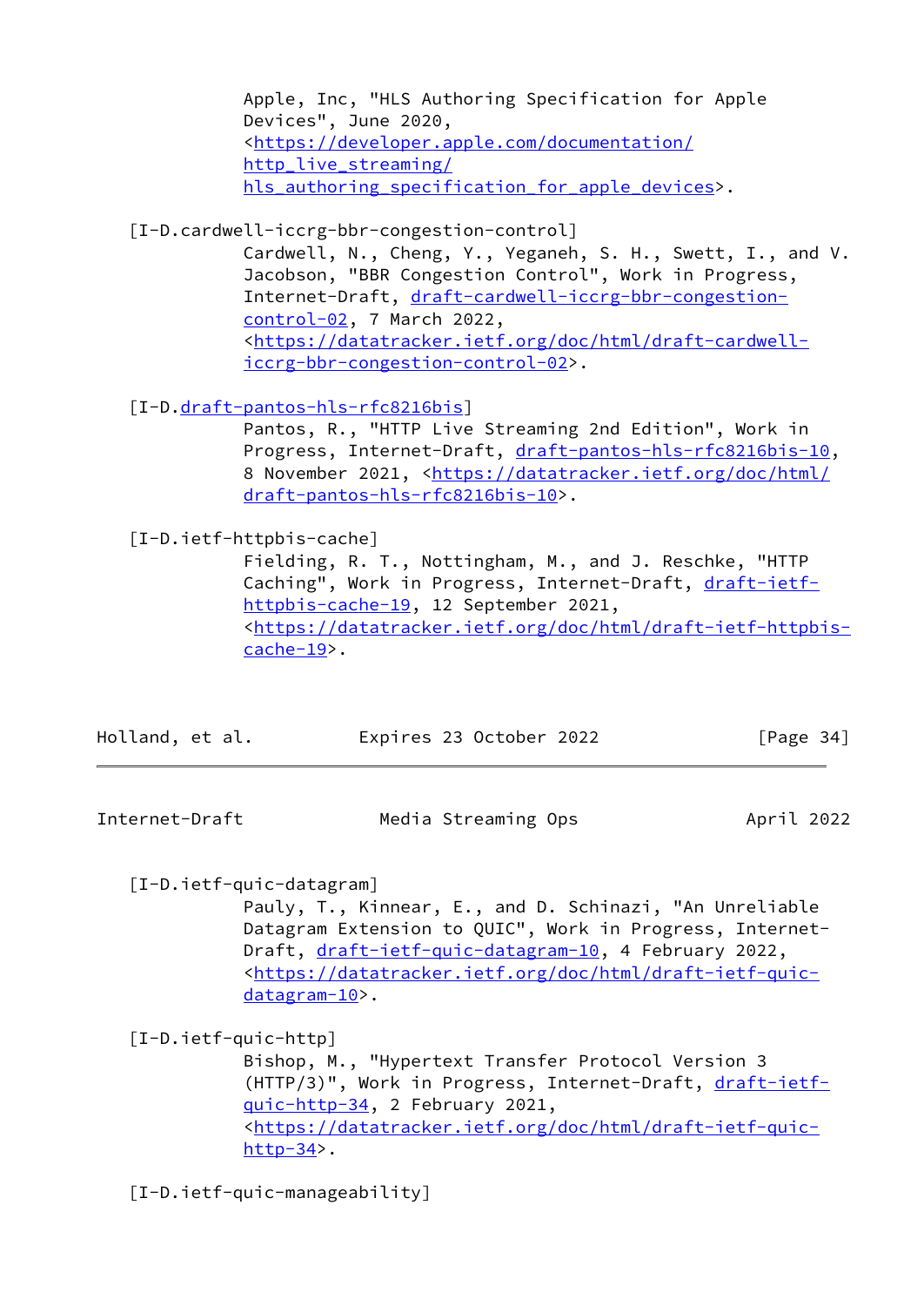Apple, Inc, "HLS Authoring Specification for Apple Devices", June 2020, <https://developer.apple.com/documentation/http_live_streaming/hls_authoring_specification_for_apple_devices>.

[I-D.cardwell-iccrg-bbr-congestion-control]
Cardwell, N., Cheng, Y., Yeganeh, S. H., Swett, I., and V. Jacobson, "BBR Congestion Control", Work in Progress, Internet-Draft, draft-cardwell-iccrg-bbr-congestion-control-02, 7 March 2022, <https://datatracker.ietf.org/doc/html/draft-cardwell-iccrg-bbr-congestion-control-02>.

[I-D.draft-pantos-hls-rfc8216bis]
Pantos, R., "HTTP Live Streaming 2nd Edition", Work in Progress, Internet-Draft, draft-pantos-hls-rfc8216bis-10, 8 November 2021, <https://datatracker.ietf.org/doc/html/draft-pantos-hls-rfc8216bis-10>.

[I-D.ietf-httpbis-cache]
Fielding, R. T., Nottingham, M., and J. Reschke, "HTTP Caching", Work in Progress, Internet-Draft, draft-ietf-httpbis-cache-19, 12 September 2021, <https://datatracker.ietf.org/doc/html/draft-ietf-httpbis-cache-19>.

[I-D.ietf-quic-datagram]
Pauly, T., Kinnear, E., and D. Schinazi, "An Unreliable Datagram Extension to QUIC", Work in Progress, Internet-Draft, draft-ietf-quic-datagram-10, 4 February 2022, <https://datatracker.ietf.org/doc/html/draft-ietf-quic-datagram-10>.

[I-D.ietf-quic-http]
Bishop, M., "Hypertext Transfer Protocol Version 3 (HTTP/3)", Work in Progress, Internet-Draft, draft-ietf-quic-http-34, 2 February 2021, <https://datatracker.ietf.org/doc/html/draft-ietf-quic-http-34>.

[I-D.ietf-quic-manageability]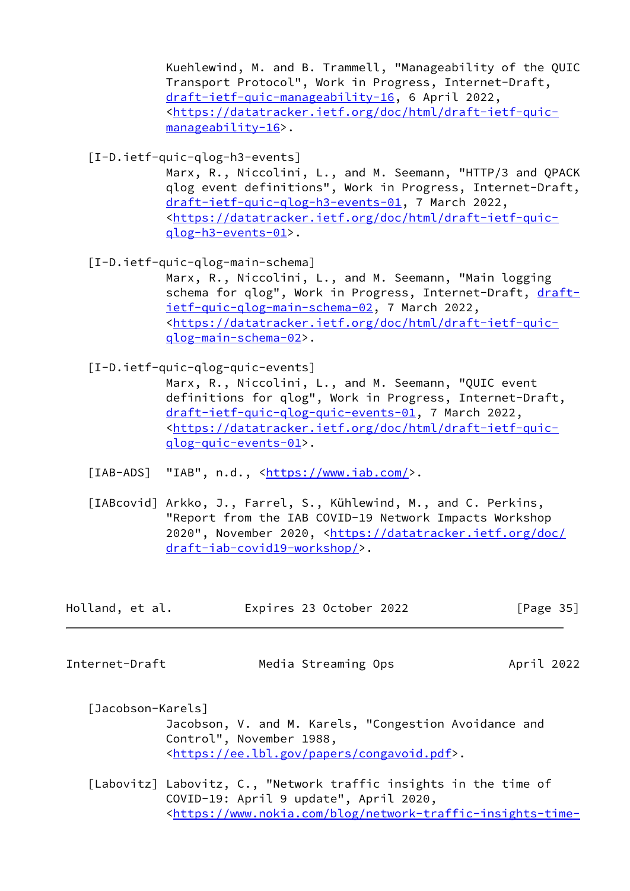Kuehlewind, M. and B. Trammell, "Manageability of the QUIC Transport Protocol", Work in Progress, Internet-Draft, draft-ietf-quic-manageability-16, 6 April 2022, <https://datatracker.ietf.org/doc/html/draft-ietf-quic-manageability-16>.

[I-D.ietf-quic-qlog-h3-events]
Marx, R., Niccolini, L., and M. Seemann, "HTTP/3 and QPACK qlog event definitions", Work in Progress, Internet-Draft, draft-ietf-quic-qlog-h3-events-01, 7 March 2022, <https://datatracker.ietf.org/doc/html/draft-ietf-quic-qlog-h3-events-01>.

[I-D.ietf-quic-qlog-main-schema]
Marx, R., Niccolini, L., and M. Seemann, "Main logging schema for qlog", Work in Progress, Internet-Draft, draft-ietf-quic-qlog-main-schema-02, 7 March 2022, <https://datatracker.ietf.org/doc/html/draft-ietf-quic-qlog-main-schema-02>.

[I-D.ietf-quic-qlog-quic-events]
Marx, R., Niccolini, L., and M. Seemann, "QUIC event definitions for qlog", Work in Progress, Internet-Draft, draft-ietf-quic-qlog-quic-events-01, 7 March 2022, <https://datatracker.ietf.org/doc/html/draft-ietf-quic-qlog-quic-events-01>.

[IAB-ADS] "IAB", n.d., <https://www.iab.com/>.

[IABcovid] Arkko, J., Farrel, S., Kühlewind, M., and C. Perkins, "Report from the IAB COVID-19 Network Impacts Workshop 2020", November 2020, <https://datatracker.ietf.org/doc/draft-iab-covid19-workshop/>.

[Jacobson-Karels]
Jacobson, V. and M. Karels, "Congestion Avoidance and Control", November 1988, <https://ee.lbl.gov/papers/congavoid.pdf>.

[Labovitz] Labovitz, C., "Network traffic insights in the time of COVID-19: April 9 update", April 2020, <https://www.nokia.com/blog/network-traffic-insights-time-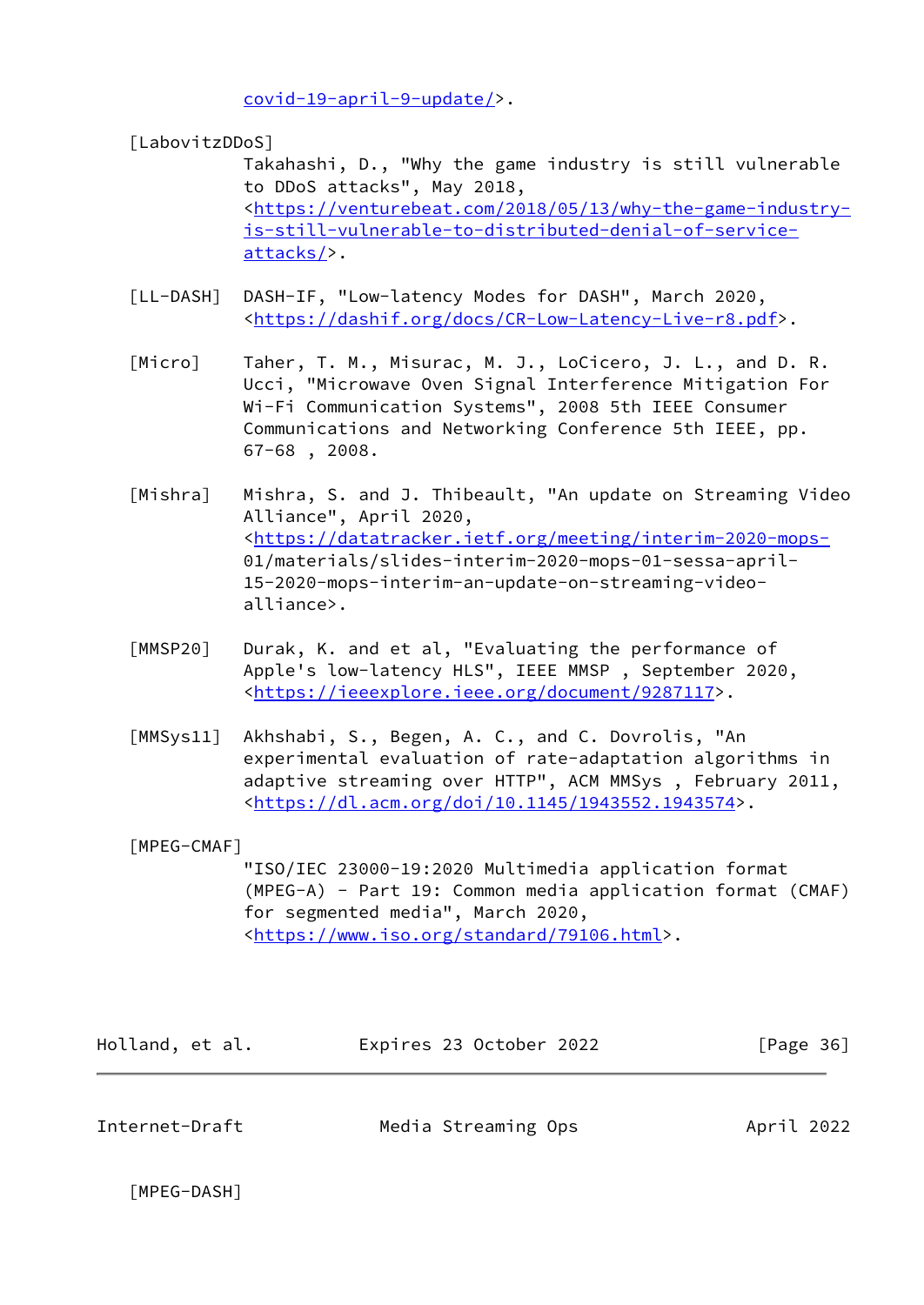covid-19-april-9-update/>.

[LabovitzDDoS]
Takahashi, D., "Why the game industry is still vulnerable to DDoS attacks", May 2018, <https://venturebeat.com/2018/05/13/why-the-game-industry-is-still-vulnerable-to-distributed-denial-of-service-attacks/>.

[LL-DASH] DASH-IF, "Low-latency Modes for DASH", March 2020, <https://dashif.org/docs/CR-Low-Latency-Live-r8.pdf>.

[Micro] Taher, T. M., Misurac, M. J., LoCicero, J. L., and D. R. Ucci, "Microwave Oven Signal Interference Mitigation For Wi-Fi Communication Systems", 2008 5th IEEE Consumer Communications and Networking Conference 5th IEEE, pp. 67-68 , 2008.

[Mishra] Mishra, S. and J. Thibeault, "An update on Streaming Video Alliance", April 2020, <https://datatracker.ietf.org/meeting/interim-2020-mops-01/materials/slides-interim-2020-mops-01-sessa-april-15-2020-mops-interim-an-update-on-streaming-video-alliance>.

[MMSP20] Durak, K. and et al, "Evaluating the performance of Apple's low-latency HLS", IEEE MMSP , September 2020, <https://ieeexplore.ieee.org/document/9287117>.

[MMSys11] Akhshabi, S., Begen, A. C., and C. Dovrolis, "An experimental evaluation of rate-adaptation algorithms in adaptive streaming over HTTP", ACM MMSys , February 2011, <https://dl.acm.org/doi/10.1145/1943552.1943574>.

[MPEG-CMAF]
"ISO/IEC 23000-19:2020 Multimedia application format (MPEG-A) - Part 19: Common media application format (CMAF) for segmented media", March 2020, <https://www.iso.org/standard/79106.html>.

[MPEG-DASH]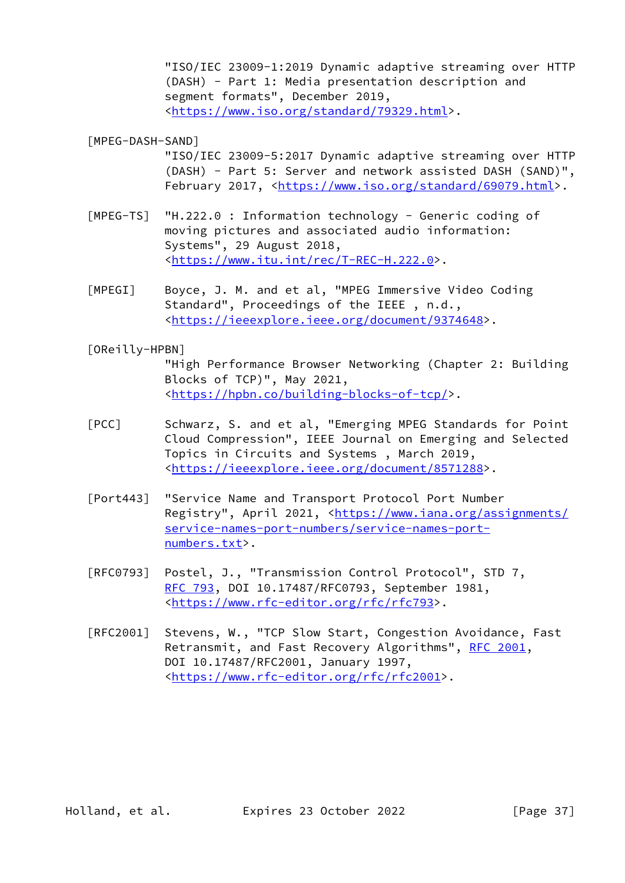"ISO/IEC 23009-1:2019 Dynamic adaptive streaming over HTTP (DASH) - Part 1: Media presentation description and segment formats", December 2019, <https://www.iso.org/standard/79329.html>.

[MPEG-DASH-SAND]
"ISO/IEC 23009-5:2017 Dynamic adaptive streaming over HTTP (DASH) - Part 5: Server and network assisted DASH (SAND)", February 2017, <https://www.iso.org/standard/69079.html>.

[MPEG-TS] "H.222.0 : Information technology - Generic coding of moving pictures and associated audio information: Systems", 29 August 2018, <https://www.itu.int/rec/T-REC-H.222.0>.

[MPEGI] Boyce, J. M. and et al, "MPEG Immersive Video Coding Standard", Proceedings of the IEEE , n.d., <https://ieeexplore.ieee.org/document/9374648>.

[OReilly-HPBN]
"High Performance Browser Networking (Chapter 2: Building Blocks of TCP)", May 2021, <https://hpbn.co/building-blocks-of-tcp/>.

[PCC] Schwarz, S. and et al, "Emerging MPEG Standards for Point Cloud Compression", IEEE Journal on Emerging and Selected Topics in Circuits and Systems , March 2019, <https://ieeexplore.ieee.org/document/8571288>.

[Port443] "Service Name and Transport Protocol Port Number Registry", April 2021, <https://www.iana.org/assignments/service-names-port-numbers/service-names-port-numbers.txt>.

[RFC0793] Postel, J., "Transmission Control Protocol", STD 7, RFC 793, DOI 10.17487/RFC0793, September 1981, <https://www.rfc-editor.org/rfc/rfc793>.

[RFC2001] Stevens, W., "TCP Slow Start, Congestion Avoidance, Fast Retransmit, and Fast Recovery Algorithms", RFC 2001, DOI 10.17487/RFC2001, January 1997, <https://www.rfc-editor.org/rfc/rfc2001>.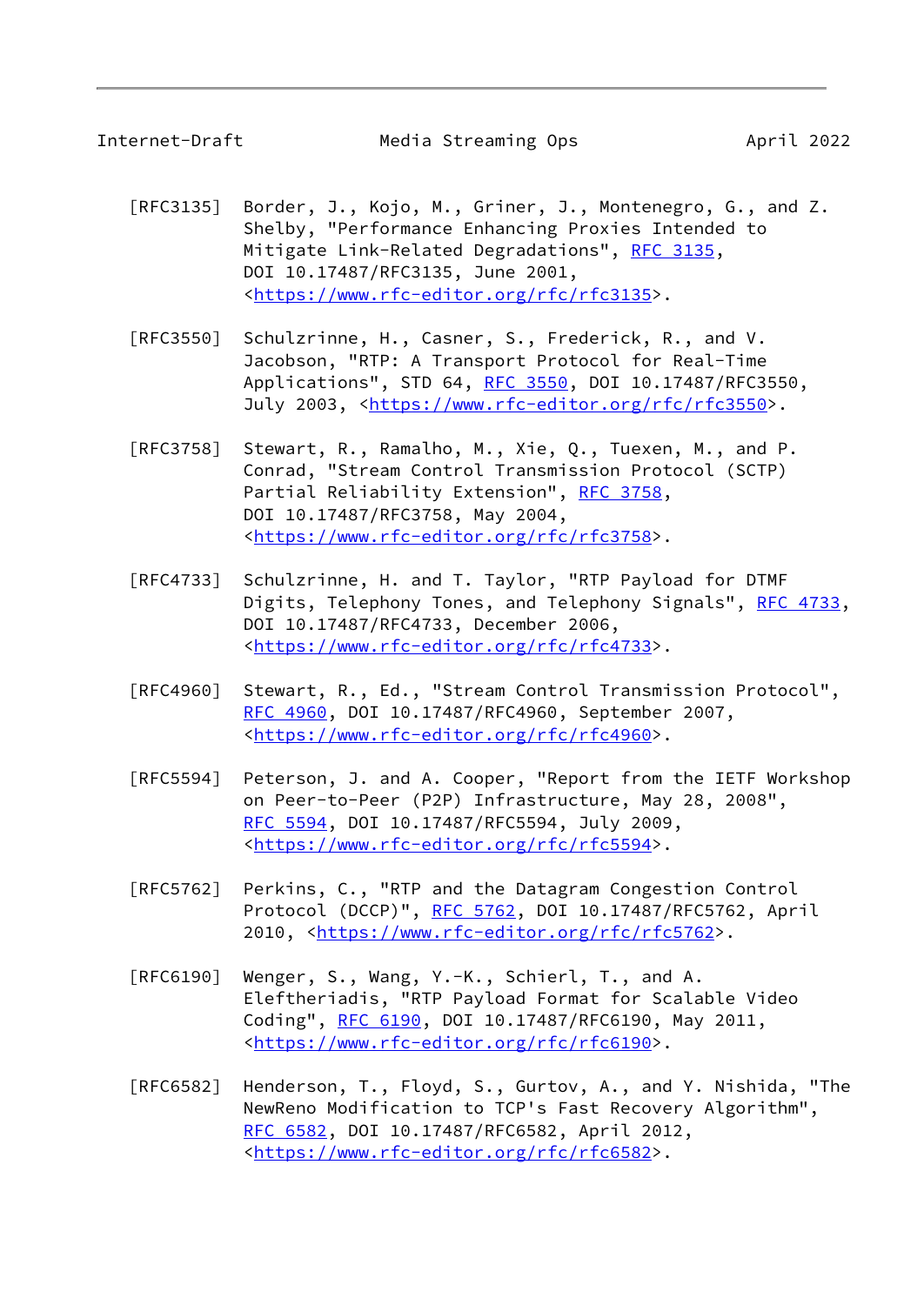[RFC3135] Border, J., Kojo, M., Griner, J., Montenegro, G., and Z. Shelby, "Performance Enhancing Proxies Intended to Mitigate Link-Related Degradations", RFC 3135, DOI 10.17487/RFC3135, June 2001, <https://www.rfc-editor.org/rfc/rfc3135>.

[RFC3550] Schulzrinne, H., Casner, S., Frederick, R., and V. Jacobson, "RTP: A Transport Protocol for Real-Time Applications", STD 64, RFC 3550, DOI 10.17487/RFC3550, July 2003, <https://www.rfc-editor.org/rfc/rfc3550>.

[RFC3758] Stewart, R., Ramalho, M., Xie, Q., Tuexen, M., and P. Conrad, "Stream Control Transmission Protocol (SCTP) Partial Reliability Extension", RFC 3758, DOI 10.17487/RFC3758, May 2004, <https://www.rfc-editor.org/rfc/rfc3758>.

[RFC4733] Schulzrinne, H. and T. Taylor, "RTP Payload for DTMF Digits, Telephony Tones, and Telephony Signals", RFC 4733, DOI 10.17487/RFC4733, December 2006, <https://www.rfc-editor.org/rfc/rfc4733>.

[RFC4960] Stewart, R., Ed., "Stream Control Transmission Protocol", RFC 4960, DOI 10.17487/RFC4960, September 2007, <https://www.rfc-editor.org/rfc/rfc4960>.

[RFC5594] Peterson, J. and A. Cooper, "Report from the IETF Workshop on Peer-to-Peer (P2P) Infrastructure, May 28, 2008", RFC 5594, DOI 10.17487/RFC5594, July 2009, <https://www.rfc-editor.org/rfc/rfc5594>.

[RFC5762] Perkins, C., "RTP and the Datagram Congestion Control Protocol (DCCP)", RFC 5762, DOI 10.17487/RFC5762, April 2010, <https://www.rfc-editor.org/rfc/rfc5762>.

[RFC6190] Wenger, S., Wang, Y.-K., Schierl, T., and A. Eleftheriadis, "RTP Payload Format for Scalable Video Coding", RFC 6190, DOI 10.17487/RFC6190, May 2011, <https://www.rfc-editor.org/rfc/rfc6190>.

[RFC6582] Henderson, T., Floyd, S., Gurtov, A., and Y. Nishida, "The NewReno Modification to TCP's Fast Recovery Algorithm", RFC 6582, DOI 10.17487/RFC6582, April 2012, <https://www.rfc-editor.org/rfc/rfc6582>.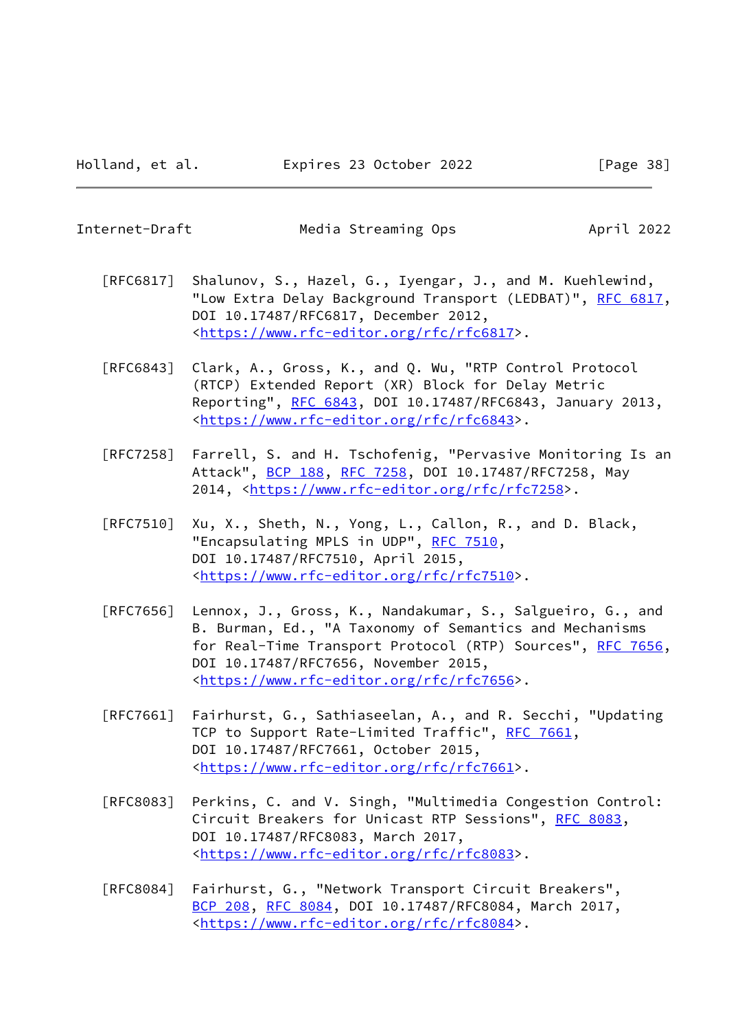[RFC6817] Shalunov, S., Hazel, G., Iyengar, J., and M. Kuehlewind, "Low Extra Delay Background Transport (LEDBAT)", RFC 6817, DOI 10.17487/RFC6817, December 2012, <https://www.rfc-editor.org/rfc/rfc6817>.

[RFC6843] Clark, A., Gross, K., and Q. Wu, "RTP Control Protocol (RTCP) Extended Report (XR) Block for Delay Metric Reporting", RFC 6843, DOI 10.17487/RFC6843, January 2013, <https://www.rfc-editor.org/rfc/rfc6843>.

[RFC7258] Farrell, S. and H. Tschofenig, "Pervasive Monitoring Is an Attack", BCP 188, RFC 7258, DOI 10.17487/RFC7258, May 2014, <https://www.rfc-editor.org/rfc/rfc7258>.

[RFC7510] Xu, X., Sheth, N., Yong, L., Callon, R., and D. Black, "Encapsulating MPLS in UDP", RFC 7510, DOI 10.17487/RFC7510, April 2015, <https://www.rfc-editor.org/rfc/rfc7510>.

[RFC7656] Lennox, J., Gross, K., Nandakumar, S., Salgueiro, G., and B. Burman, Ed., "A Taxonomy of Semantics and Mechanisms for Real-Time Transport Protocol (RTP) Sources", RFC 7656, DOI 10.17487/RFC7656, November 2015, <https://www.rfc-editor.org/rfc/rfc7656>.

[RFC7661] Fairhurst, G., Sathiaseelan, A., and R. Secchi, "Updating TCP to Support Rate-Limited Traffic", RFC 7661, DOI 10.17487/RFC7661, October 2015, <https://www.rfc-editor.org/rfc/rfc7661>.

[RFC8083] Perkins, C. and V. Singh, "Multimedia Congestion Control: Circuit Breakers for Unicast RTP Sessions", RFC 8083, DOI 10.17487/RFC8083, March 2017, <https://www.rfc-editor.org/rfc/rfc8083>.

[RFC8084] Fairhurst, G., "Network Transport Circuit Breakers", BCP 208, RFC 8084, DOI 10.17487/RFC8084, March 2017, <https://www.rfc-editor.org/rfc/rfc8084>.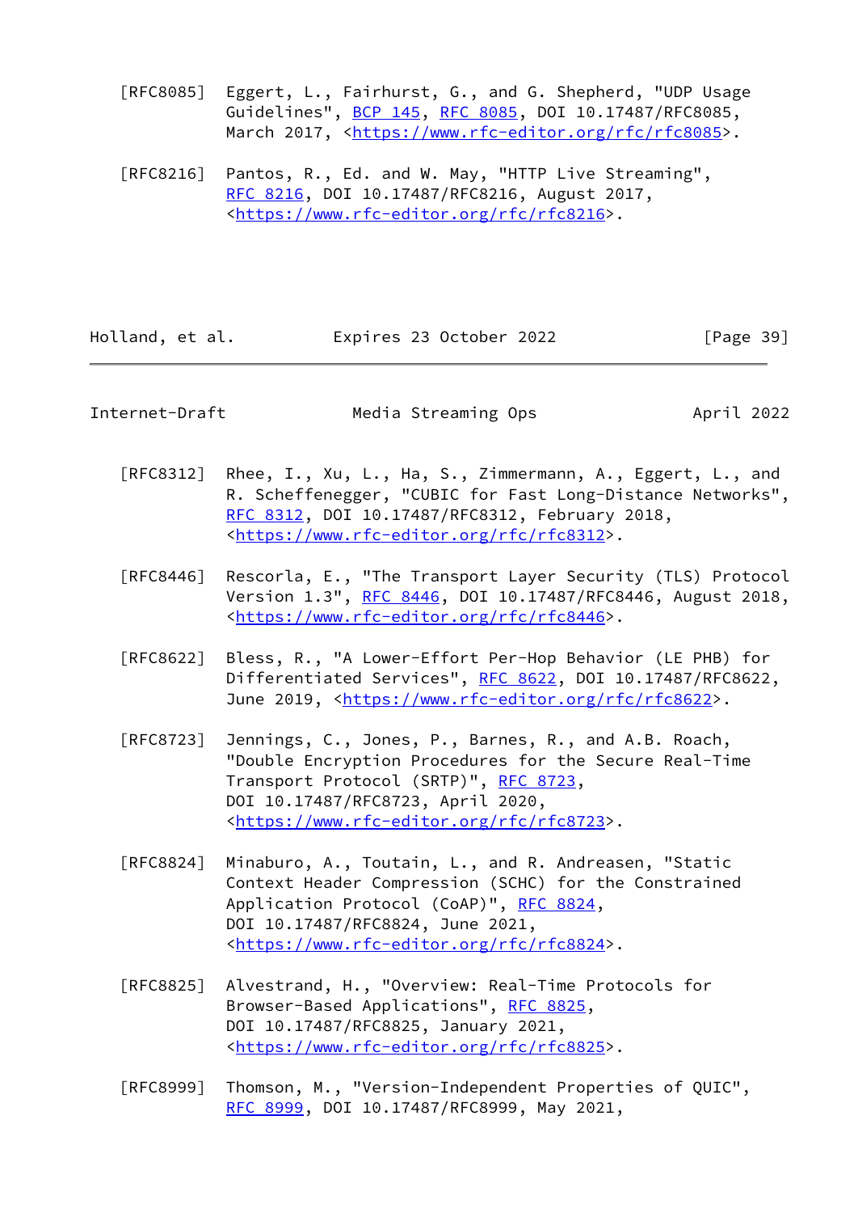[RFC8085] Eggert, L., Fairhurst, G., and G. Shepherd, "UDP Usage Guidelines", BCP 145, RFC 8085, DOI 10.17487/RFC8085, March 2017, <https://www.rfc-editor.org/rfc/rfc8085>.

[RFC8216] Pantos, R., Ed. and W. May, "HTTP Live Streaming", RFC 8216, DOI 10.17487/RFC8216, August 2017, <https://www.rfc-editor.org/rfc/rfc8216>.

[RFC8312] Rhee, I., Xu, L., Ha, S., Zimmermann, A., Eggert, L., and R. Scheffenegger, "CUBIC for Fast Long-Distance Networks", RFC 8312, DOI 10.17487/RFC8312, February 2018, <https://www.rfc-editor.org/rfc/rfc8312>.

[RFC8446] Rescorla, E., "The Transport Layer Security (TLS) Protocol Version 1.3", RFC 8446, DOI 10.17487/RFC8446, August 2018, <https://www.rfc-editor.org/rfc/rfc8446>.

[RFC8622] Bless, R., "A Lower-Effort Per-Hop Behavior (LE PHB) for Differentiated Services", RFC 8622, DOI 10.17487/RFC8622, June 2019, <https://www.rfc-editor.org/rfc/rfc8622>.

[RFC8723] Jennings, C., Jones, P., Barnes, R., and A.B. Roach, "Double Encryption Procedures for the Secure Real-Time Transport Protocol (SRTP)", RFC 8723, DOI 10.17487/RFC8723, April 2020, <https://www.rfc-editor.org/rfc/rfc8723>.

[RFC8824] Minaburo, A., Toutain, L., and R. Andreasen, "Static Context Header Compression (SCHC) for the Constrained Application Protocol (CoAP)", RFC 8824, DOI 10.17487/RFC8824, June 2021, <https://www.rfc-editor.org/rfc/rfc8824>.

[RFC8825] Alvestrand, H., "Overview: Real-Time Protocols for Browser-Based Applications", RFC 8825, DOI 10.17487/RFC8825, January 2021, <https://www.rfc-editor.org/rfc/rfc8825>.

[RFC8999] Thomson, M., "Version-Independent Properties of QUIC", RFC 8999, DOI 10.17487/RFC8999, May 2021,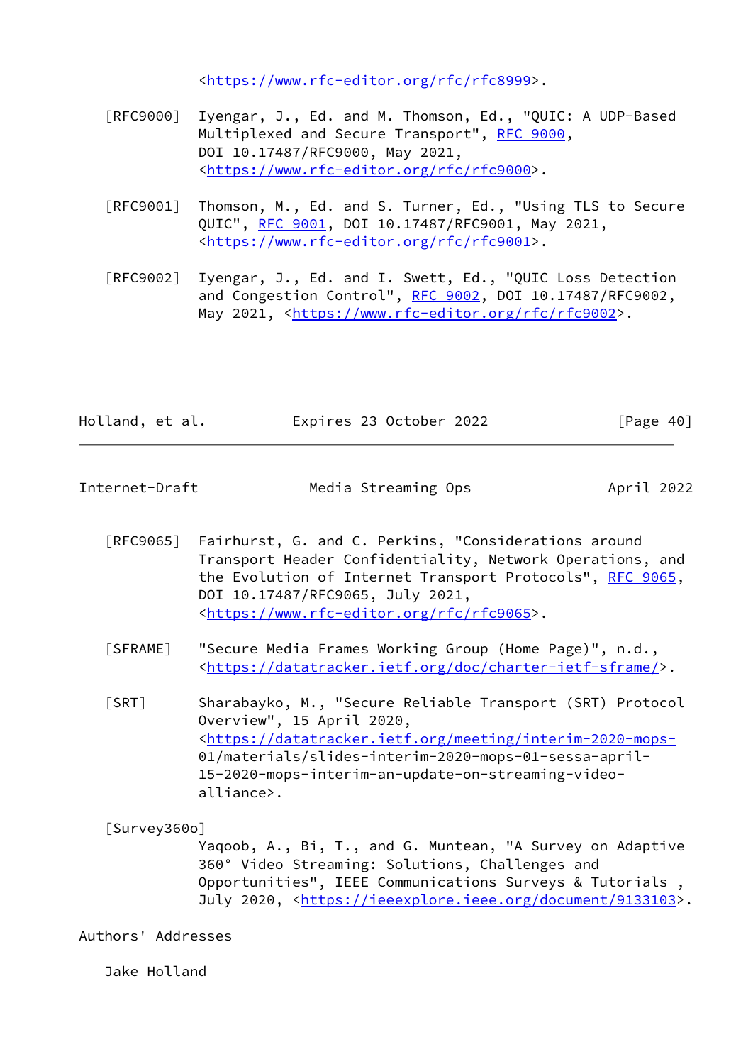<https://www.rfc-editor.org/rfc/rfc8999>.

[RFC9000] Iyengar, J., Ed. and M. Thomson, Ed., "QUIC: A UDP-Based Multiplexed and Secure Transport", RFC 9000, DOI 10.17487/RFC9000, May 2021, <https://www.rfc-editor.org/rfc/rfc9000>.

[RFC9001] Thomson, M., Ed. and S. Turner, Ed., "Using TLS to Secure QUIC", RFC 9001, DOI 10.17487/RFC9001, May 2021, <https://www.rfc-editor.org/rfc/rfc9001>.

[RFC9002] Iyengar, J., Ed. and I. Swett, Ed., "QUIC Loss Detection and Congestion Control", RFC 9002, DOI 10.17487/RFC9002, May 2021, <https://www.rfc-editor.org/rfc/rfc9002>.

[RFC9065] Fairhurst, G. and C. Perkins, "Considerations around Transport Header Confidentiality, Network Operations, and the Evolution of Internet Transport Protocols", RFC 9065, DOI 10.17487/RFC9065, July 2021, <https://www.rfc-editor.org/rfc/rfc9065>.

[SFRAME] "Secure Media Frames Working Group (Home Page)", n.d., <https://datatracker.ietf.org/doc/charter-ietf-sframe/>.

[SRT] Sharabayko, M., "Secure Reliable Transport (SRT) Protocol Overview", 15 April 2020, <https://datatracker.ietf.org/meeting/interim-2020-mops-01/materials/slides-interim-2020-mops-01-sessa-april-15-2020-mops-interim-an-update-on-streaming-video-alliance>.

[Survey360o] Yaqoob, A., Bi, T., and G. Muntean, "A Survey on Adaptive 360° Video Streaming: Solutions, Challenges and Opportunities", IEEE Communications Surveys & Tutorials , July 2020, <https://ieeexplore.ieee.org/document/9133103>.

## Authors' Addresses

Jake Holland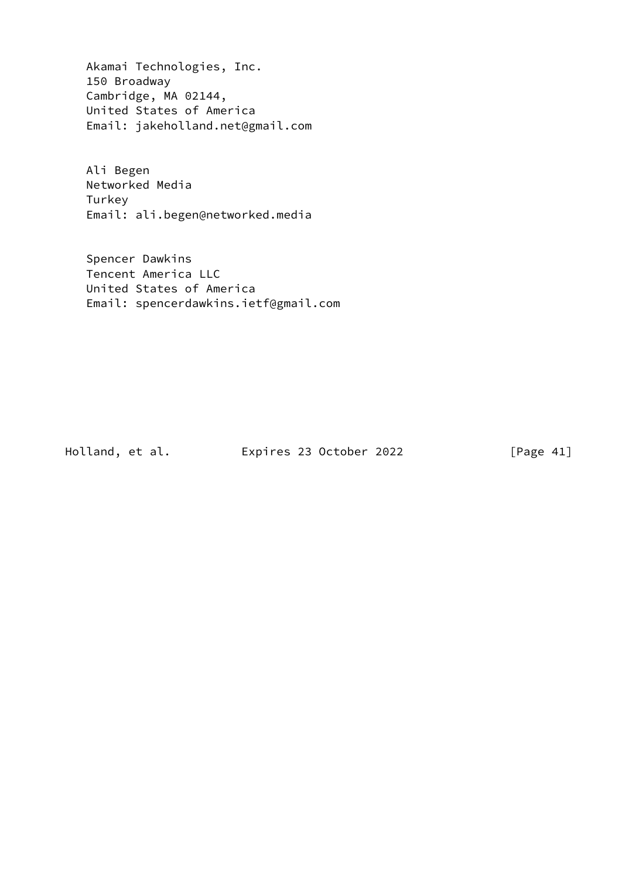Akamai Technologies, Inc.
150 Broadway
Cambridge, MA 02144,
United States of America
Email: jakeholland.net@gmail.com

Ali Begen
Networked Media
Turkey
Email: ali.begen@networked.media

Spencer Dawkins
Tencent America LLC
United States of America
Email: spencerdawkins.ietf@gmail.com